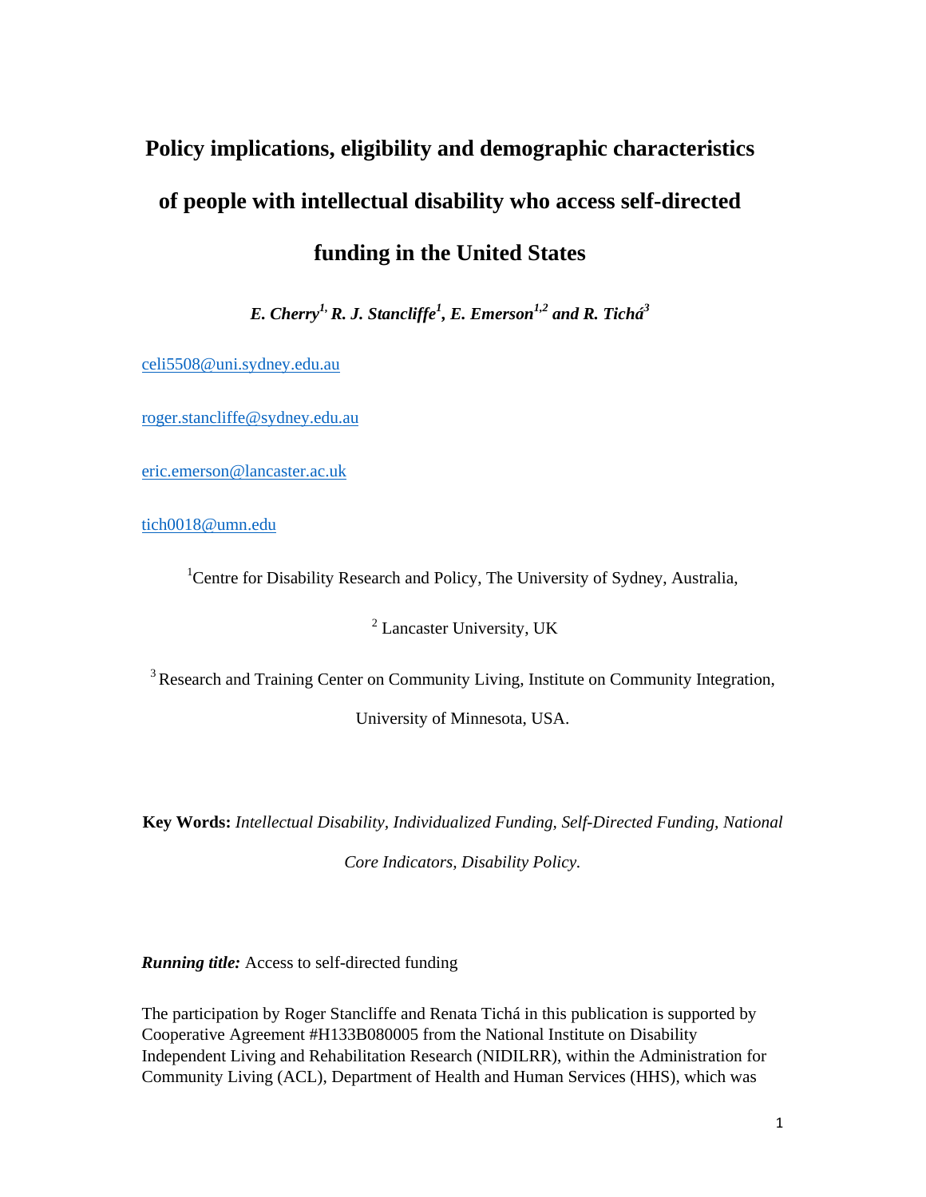# Policy implications, eligibility and demographic characteristics of people with intellectual disability who access self-directed funding in the United States

***E. Cherry[1], R. J. Stancliffe[1], E. Emerson[1,2] and R. Tichá[3]***

celi5508@uni.sydney.edu.au

roger.stancliffe@sydney.edu.au

eric.emerson@lancaster.ac.uk

tich0018@umn.edu

[1]Centre for Disability Research and Policy, The University of Sydney, Australia,

[2] Lancaster University, UK

[3] Research and Training Center on Community Living, Institute on Community Integration, University of Minnesota, USA.

**Key Words:** *Intellectual Disability, Individualized Funding, Self-Directed Funding, National Core Indicators, Disability Policy.*

***Running title:*** Access to self-directed funding

The participation by Roger Stancliffe and Renata Tichá in this publication is supported by Cooperative Agreement #H133B080005 from the National Institute on Disability Independent Living and Rehabilitation Research (NIDILRR), within the Administration for Community Living (ACL), Department of Health and Human Services (HHS), which was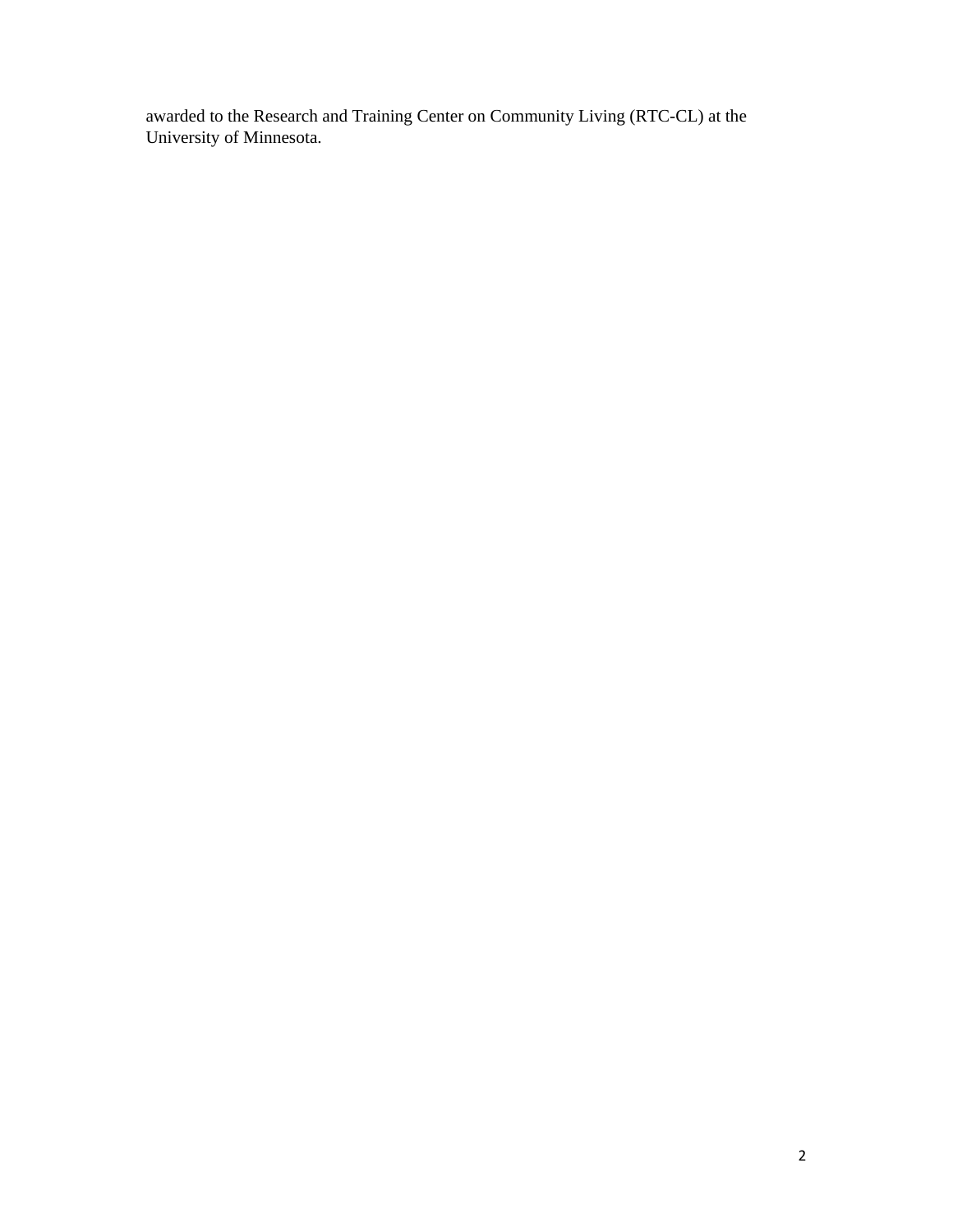awarded to the Research and Training Center on Community Living (RTC-CL) at the University of Minnesota.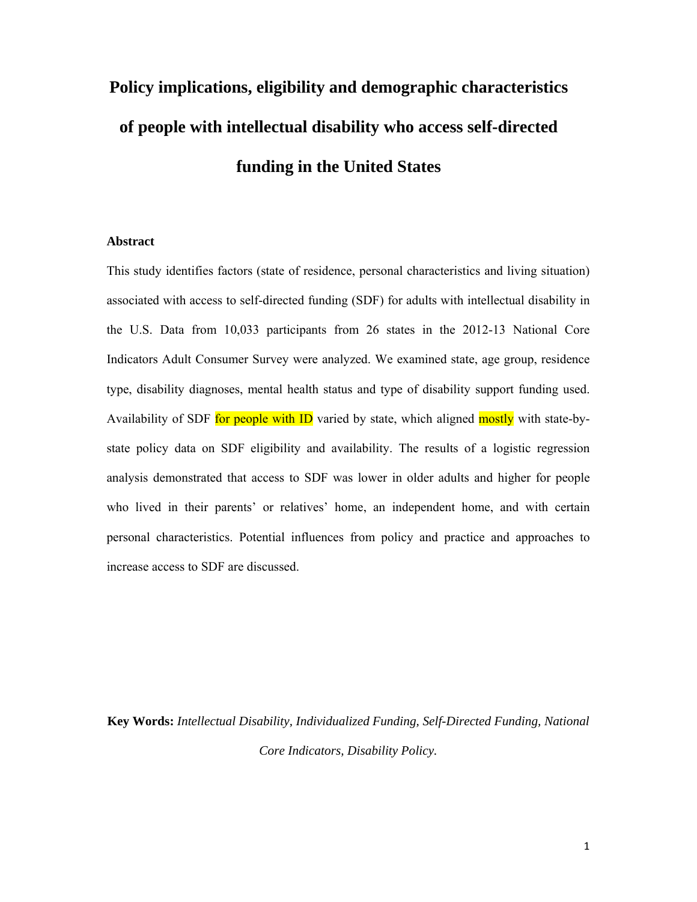# Policy implications, eligibility and demographic characteristics of people with intellectual disability who access self-directed funding in the United States

**Abstract**

This study identifies factors (state of residence, personal characteristics and living situation) associated with access to self-directed funding (SDF) for adults with intellectual disability in the U.S. Data from 10,033 participants from 26 states in the 2012-13 National Core Indicators Adult Consumer Survey were analyzed. We examined state, age group, residence type, disability diagnoses, mental health status and type of disability support funding used. Availability of SDF for people with ID varied by state, which aligned mostly with state-by-state policy data on SDF eligibility and availability. The results of a logistic regression analysis demonstrated that access to SDF was lower in older adults and higher for people who lived in their parents' or relatives' home, an independent home, and with certain personal characteristics. Potential influences from policy and practice and approaches to increase access to SDF are discussed.

**Key Words:** *Intellectual Disability, Individualized Funding, Self-Directed Funding, National Core Indicators, Disability Policy.*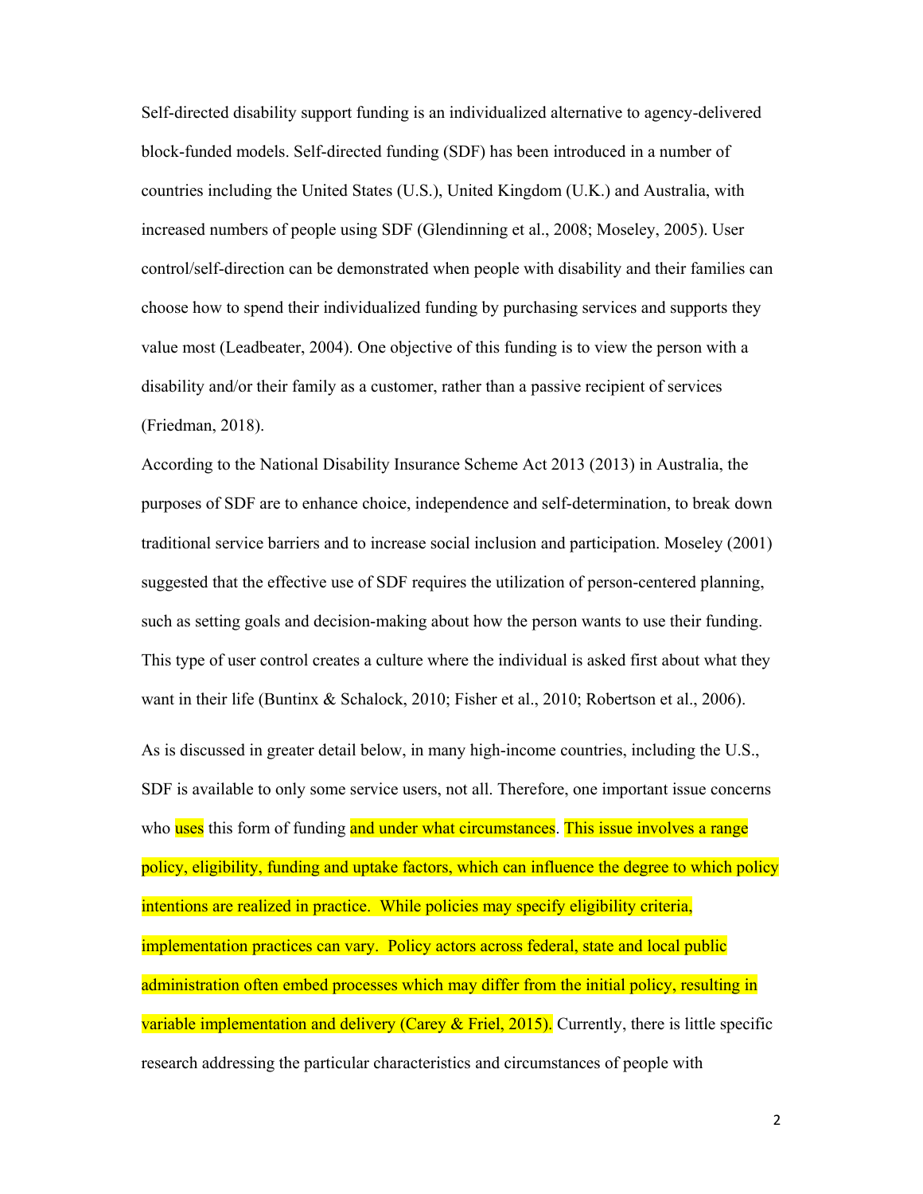Self-directed disability support funding is an individualized alternative to agency-delivered block-funded models. Self-directed funding (SDF) has been introduced in a number of countries including the United States (U.S.), United Kingdom (U.K.) and Australia, with increased numbers of people using SDF (Glendinning et al., 2008; Moseley, 2005). User control/self-direction can be demonstrated when people with disability and their families can choose how to spend their individualized funding by purchasing services and supports they value most (Leadbeater, 2004). One objective of this funding is to view the person with a disability and/or their family as a customer, rather than a passive recipient of services (Friedman, 2018).

According to the National Disability Insurance Scheme Act 2013 (2013) in Australia, the purposes of SDF are to enhance choice, independence and self-determination, to break down traditional service barriers and to increase social inclusion and participation. Moseley (2001) suggested that the effective use of SDF requires the utilization of person-centered planning, such as setting goals and decision-making about how the person wants to use their funding. This type of user control creates a culture where the individual is asked first about what they want in their life (Buntinx & Schalock, 2010; Fisher et al., 2010; Robertson et al., 2006).

As is discussed in greater detail below, in many high-income countries, including the U.S., SDF is available to only some service users, not all. Therefore, one important issue concerns who uses this form of funding and under what circumstances. This issue involves a range policy, eligibility, funding and uptake factors, which can influence the degree to which policy intentions are realized in practice. While policies may specify eligibility criteria, implementation practices can vary. Policy actors across federal, state and local public administration often embed processes which may differ from the initial policy, resulting in variable implementation and delivery (Carey & Friel, 2015). Currently, there is little specific research addressing the particular characteristics and circumstances of people with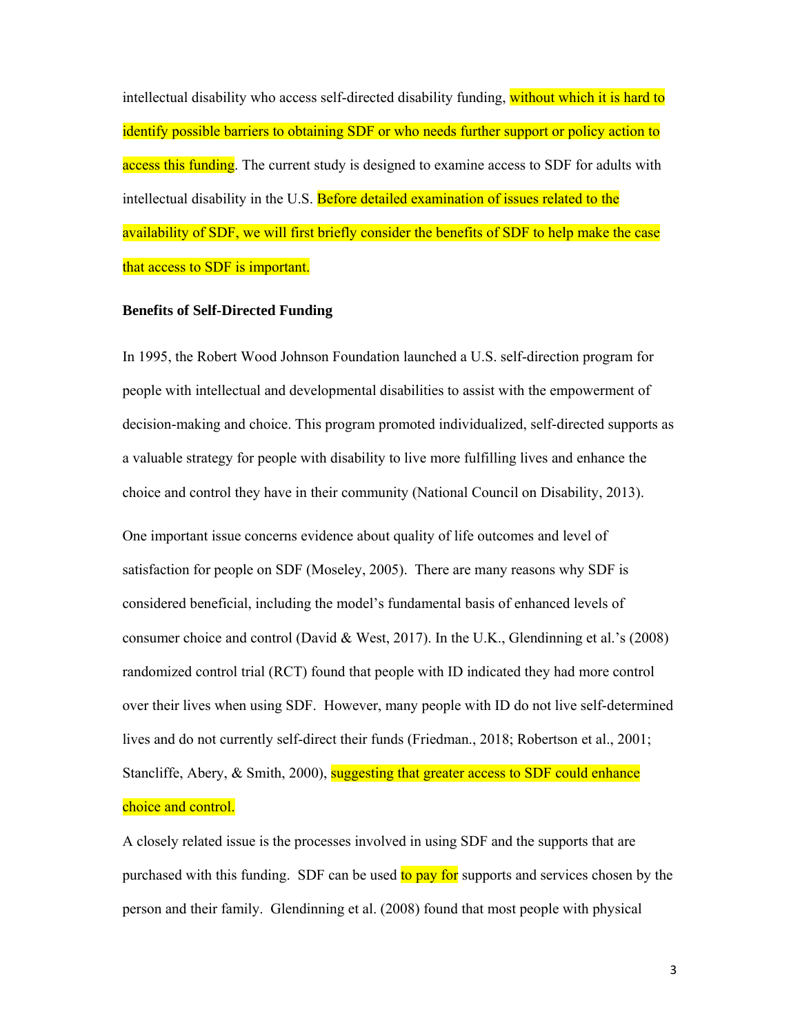intellectual disability who access self-directed disability funding, without which it is hard to identify possible barriers to obtaining SDF or who needs further support or policy action to access this funding. The current study is designed to examine access to SDF for adults with intellectual disability in the U.S. Before detailed examination of issues related to the availability of SDF, we will first briefly consider the benefits of SDF to help make the case that access to SDF is important.

**Benefits of Self-Directed Funding**

In 1995, the Robert Wood Johnson Foundation launched a U.S. self-direction program for people with intellectual and developmental disabilities to assist with the empowerment of decision-making and choice. This program promoted individualized, self-directed supports as a valuable strategy for people with disability to live more fulfilling lives and enhance the choice and control they have in their community (National Council on Disability, 2013).

One important issue concerns evidence about quality of life outcomes and level of satisfaction for people on SDF (Moseley, 2005). There are many reasons why SDF is considered beneficial, including the model's fundamental basis of enhanced levels of consumer choice and control (David & West, 2017). In the U.K., Glendinning et al.'s (2008) randomized control trial (RCT) found that people with ID indicated they had more control over their lives when using SDF. However, many people with ID do not live self-determined lives and do not currently self-direct their funds (Friedman., 2018; Robertson et al., 2001; Stancliffe, Abery, & Smith, 2000), suggesting that greater access to SDF could enhance choice and control.

A closely related issue is the processes involved in using SDF and the supports that are purchased with this funding. SDF can be used to pay for supports and services chosen by the person and their family. Glendinning et al. (2008) found that most people with physical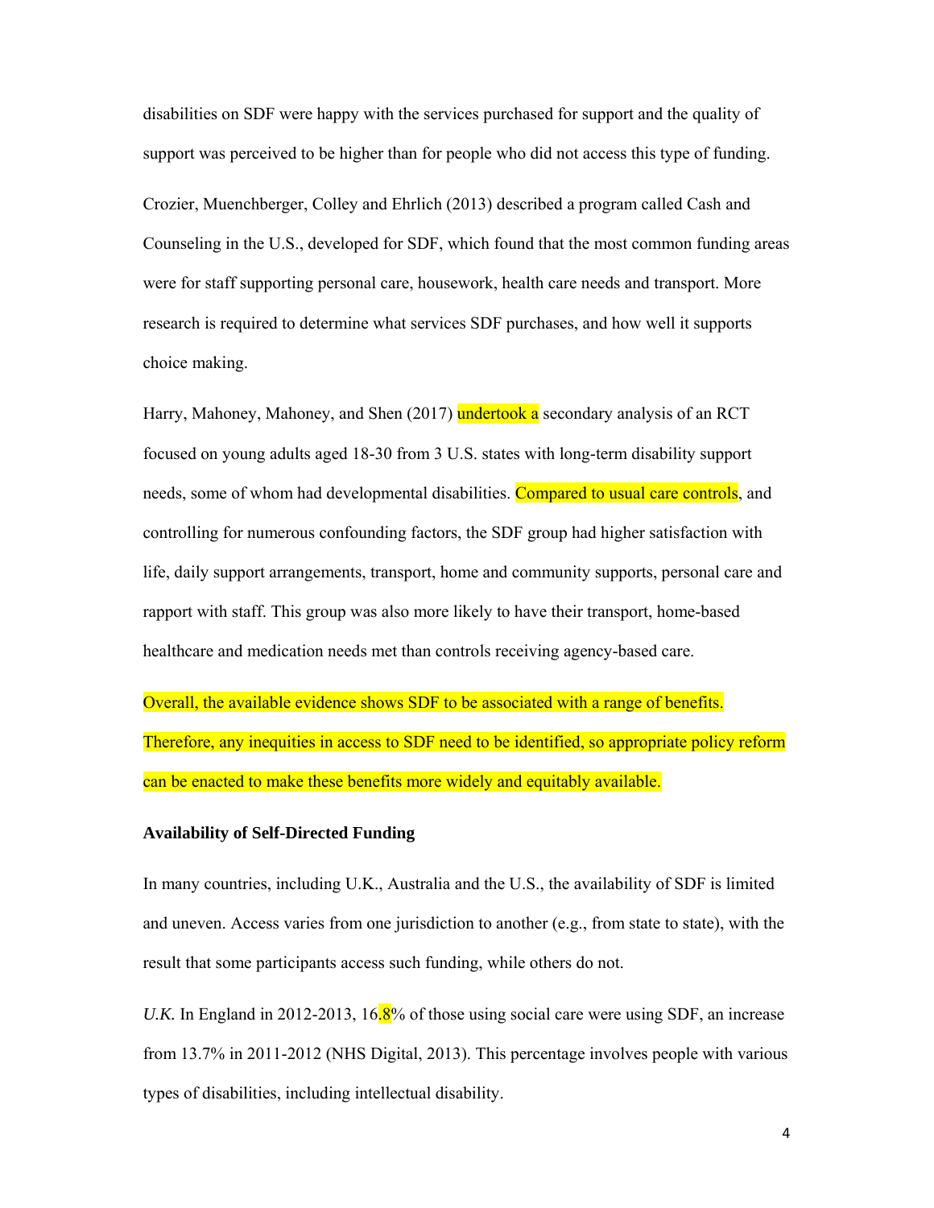disabilities on SDF were happy with the services purchased for support and the quality of support was perceived to be higher than for people who did not access this type of funding.

Crozier, Muenchberger, Colley and Ehrlich (2013) described a program called Cash and Counseling in the U.S., developed for SDF, which found that the most common funding areas were for staff supporting personal care, housework, health care needs and transport. More research is required to determine what services SDF purchases, and how well it supports choice making.

Harry, Mahoney, Mahoney, and Shen (2017) undertook a secondary analysis of an RCT focused on young adults aged 18-30 from 3 U.S. states with long-term disability support needs, some of whom had developmental disabilities. Compared to usual care controls, and controlling for numerous confounding factors, the SDF group had higher satisfaction with life, daily support arrangements, transport, home and community supports, personal care and rapport with staff. This group was also more likely to have their transport, home-based healthcare and medication needs met than controls receiving agency-based care.

Overall, the available evidence shows SDF to be associated with a range of benefits. Therefore, any inequities in access to SDF need to be identified, so appropriate policy reform can be enacted to make these benefits more widely and equitably available.

**Availability of Self-Directed Funding**

In many countries, including U.K., Australia and the U.S., the availability of SDF is limited and uneven. Access varies from one jurisdiction to another (e.g., from state to state), with the result that some participants access such funding, while others do not.

*U.K.* In England in 2012-2013, 16.8% of those using social care were using SDF, an increase from 13.7% in 2011-2012 (NHS Digital, 2013). This percentage involves people with various types of disabilities, including intellectual disability.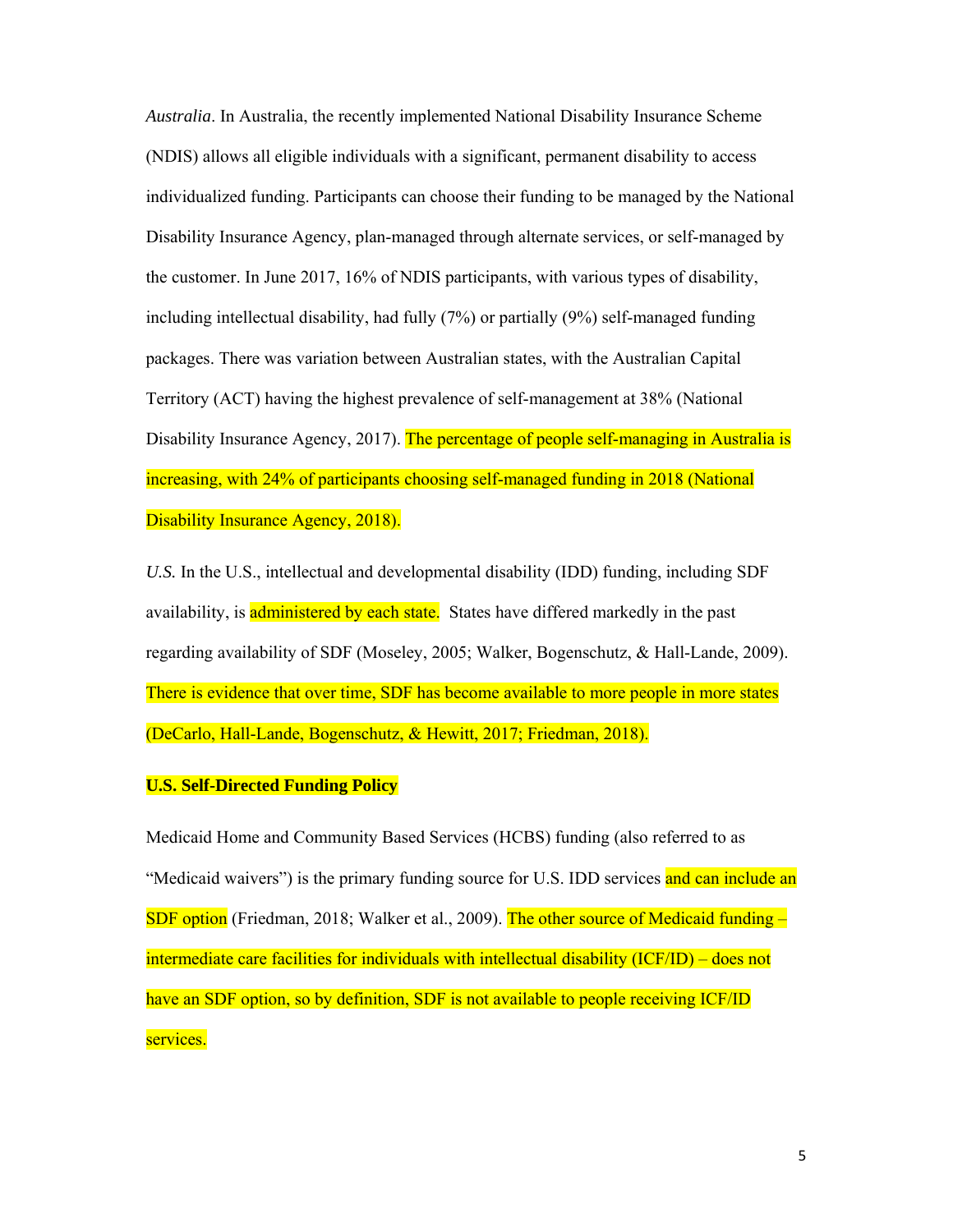*Australia*. In Australia, the recently implemented National Disability Insurance Scheme (NDIS) allows all eligible individuals with a significant, permanent disability to access individualized funding. Participants can choose their funding to be managed by the National Disability Insurance Agency, plan-managed through alternate services, or self-managed by the customer. In June 2017, 16% of NDIS participants, with various types of disability, including intellectual disability, had fully (7%) or partially (9%) self-managed funding packages. There was variation between Australian states, with the Australian Capital Territory (ACT) having the highest prevalence of self-management at 38% (National Disability Insurance Agency, 2017). The percentage of people self-managing in Australia is increasing, with 24% of participants choosing self-managed funding in 2018 (National Disability Insurance Agency, 2018).

*U.S.* In the U.S., intellectual and developmental disability (IDD) funding, including SDF availability, is administered by each state. States have differed markedly in the past regarding availability of SDF (Moseley, 2005; Walker, Bogenschutz, & Hall-Lande, 2009). There is evidence that over time, SDF has become available to more people in more states (DeCarlo, Hall-Lande, Bogenschutz, & Hewitt, 2017; Friedman, 2018).

**U.S. Self-Directed Funding Policy**

Medicaid Home and Community Based Services (HCBS) funding (also referred to as "Medicaid waivers") is the primary funding source for U.S. IDD services and can include an SDF option (Friedman, 2018; Walker et al., 2009). The other source of Medicaid funding – intermediate care facilities for individuals with intellectual disability (ICF/ID) – does not have an SDF option, so by definition, SDF is not available to people receiving ICF/ID services.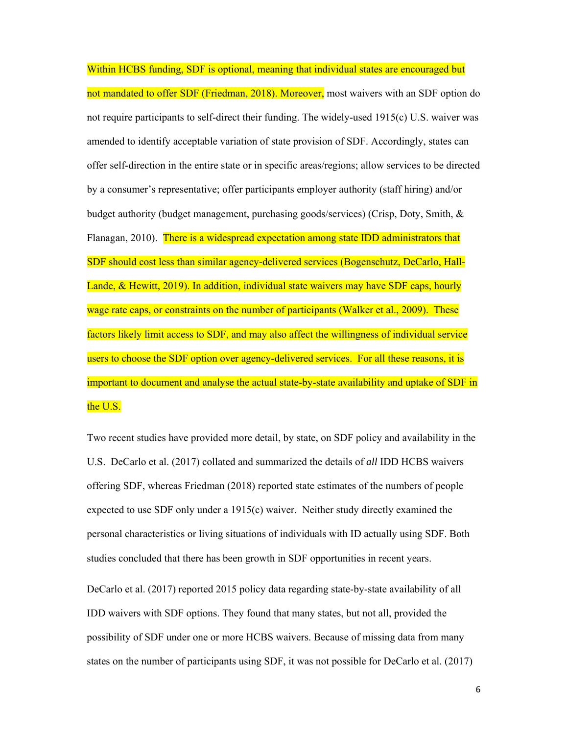Within HCBS funding, SDF is optional, meaning that individual states are encouraged but not mandated to offer SDF (Friedman, 2018). Moreover, most waivers with an SDF option do not require participants to self-direct their funding. The widely-used 1915(c) U.S. waiver was amended to identify acceptable variation of state provision of SDF. Accordingly, states can offer self-direction in the entire state or in specific areas/regions; allow services to be directed by a consumer's representative; offer participants employer authority (staff hiring) and/or budget authority (budget management, purchasing goods/services) (Crisp, Doty, Smith, & Flanagan, 2010). There is a widespread expectation among state IDD administrators that SDF should cost less than similar agency-delivered services (Bogenschutz, DeCarlo, Hall-Lande, & Hewitt, 2019). In addition, individual state waivers may have SDF caps, hourly wage rate caps, or constraints on the number of participants (Walker et al., 2009). These factors likely limit access to SDF, and may also affect the willingness of individual service users to choose the SDF option over agency-delivered services. For all these reasons, it is important to document and analyse the actual state-by-state availability and uptake of SDF in the U.S.

Two recent studies have provided more detail, by state, on SDF policy and availability in the U.S. DeCarlo et al. (2017) collated and summarized the details of *all* IDD HCBS waivers offering SDF, whereas Friedman (2018) reported state estimates of the numbers of people expected to use SDF only under a 1915(c) waiver. Neither study directly examined the personal characteristics or living situations of individuals with ID actually using SDF. Both studies concluded that there has been growth in SDF opportunities in recent years.

DeCarlo et al. (2017) reported 2015 policy data regarding state-by-state availability of all IDD waivers with SDF options. They found that many states, but not all, provided the possibility of SDF under one or more HCBS waivers. Because of missing data from many states on the number of participants using SDF, it was not possible for DeCarlo et al. (2017)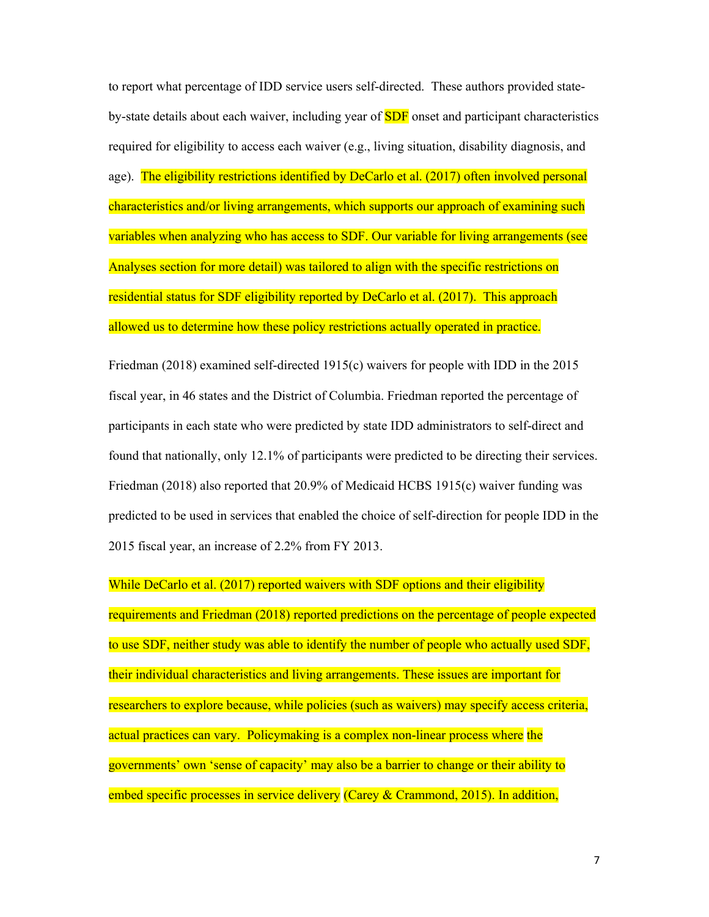to report what percentage of IDD service users self-directed. These authors provided state-by-state details about each waiver, including year of SDF onset and participant characteristics required for eligibility to access each waiver (e.g., living situation, disability diagnosis, and age). The eligibility restrictions identified by DeCarlo et al. (2017) often involved personal characteristics and/or living arrangements, which supports our approach of examining such variables when analyzing who has access to SDF. Our variable for living arrangements (see Analyses section for more detail) was tailored to align with the specific restrictions on residential status for SDF eligibility reported by DeCarlo et al. (2017). This approach allowed us to determine how these policy restrictions actually operated in practice.

Friedman (2018) examined self-directed 1915(c) waivers for people with IDD in the 2015 fiscal year, in 46 states and the District of Columbia. Friedman reported the percentage of participants in each state who were predicted by state IDD administrators to self-direct and found that nationally, only 12.1% of participants were predicted to be directing their services. Friedman (2018) also reported that 20.9% of Medicaid HCBS 1915(c) waiver funding was predicted to be used in services that enabled the choice of self-direction for people IDD in the 2015 fiscal year, an increase of 2.2% from FY 2013.

While DeCarlo et al. (2017) reported waivers with SDF options and their eligibility requirements and Friedman (2018) reported predictions on the percentage of people expected to use SDF, neither study was able to identify the number of people who actually used SDF, their individual characteristics and living arrangements. These issues are important for researchers to explore because, while policies (such as waivers) may specify access criteria, actual practices can vary. Policymaking is a complex non-linear process where the governments' own 'sense of capacity' may also be a barrier to change or their ability to embed specific processes in service delivery (Carey & Crammond, 2015). In addition,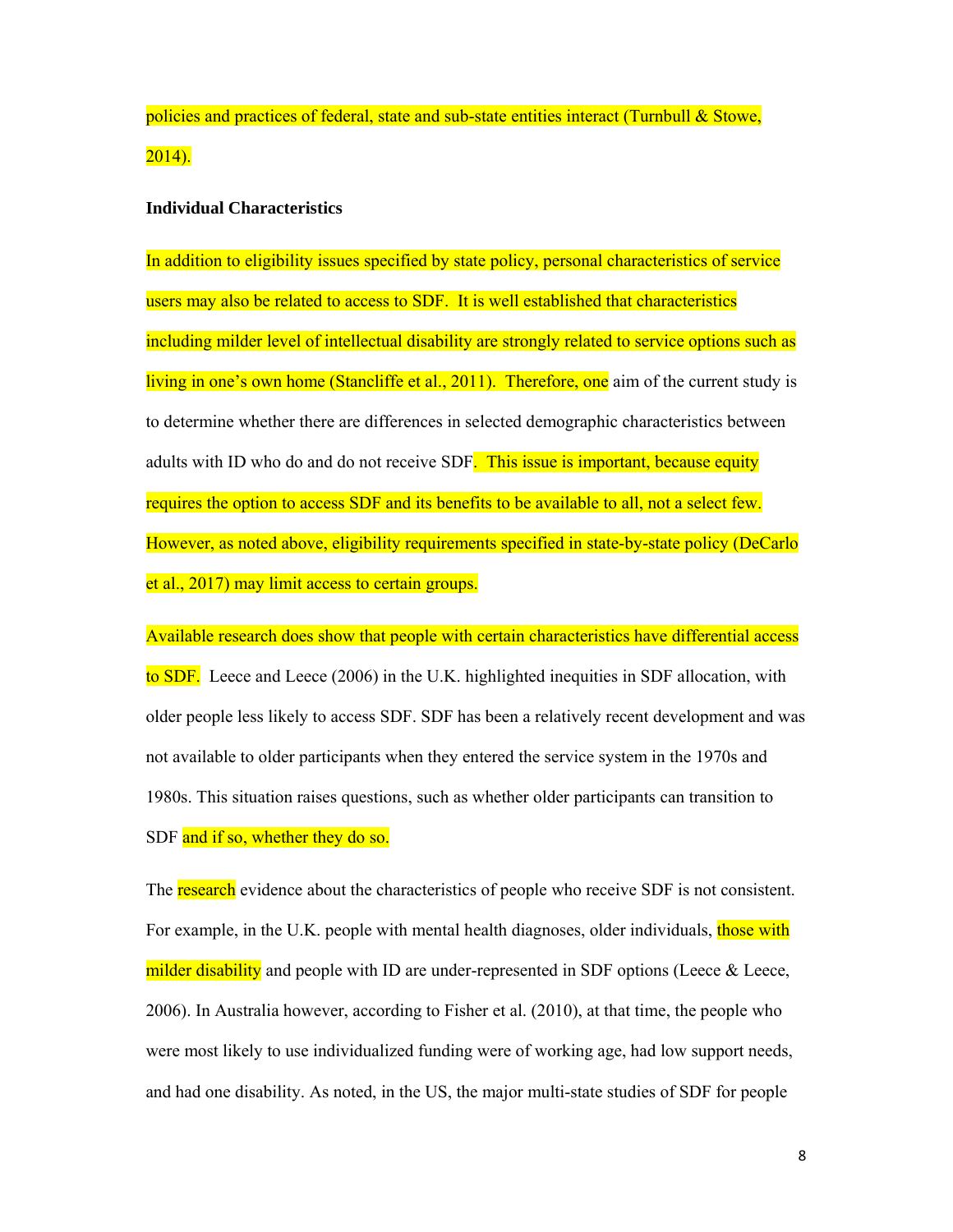policies and practices of federal, state and sub-state entities interact (Turnbull & Stowe, 2014).

**Individual Characteristics**

In addition to eligibility issues specified by state policy, personal characteristics of service users may also be related to access to SDF. It is well established that characteristics including milder level of intellectual disability are strongly related to service options such as living in one's own home (Stancliffe et al., 2011). Therefore, one aim of the current study is to determine whether there are differences in selected demographic characteristics between adults with ID who do and do not receive SDF. This issue is important, because equity requires the option to access SDF and its benefits to be available to all, not a select few. However, as noted above, eligibility requirements specified in state-by-state policy (DeCarlo et al., 2017) may limit access to certain groups.

Available research does show that people with certain characteristics have differential access to SDF. Leece and Leece (2006) in the U.K. highlighted inequities in SDF allocation, with older people less likely to access SDF. SDF has been a relatively recent development and was not available to older participants when they entered the service system in the 1970s and 1980s. This situation raises questions, such as whether older participants can transition to SDF and if so, whether they do so.

The research evidence about the characteristics of people who receive SDF is not consistent. For example, in the U.K. people with mental health diagnoses, older individuals, those with milder disability and people with ID are under-represented in SDF options (Leece & Leece, 2006). In Australia however, according to Fisher et al. (2010), at that time, the people who were most likely to use individualized funding were of working age, had low support needs, and had one disability. As noted, in the US, the major multi-state studies of SDF for people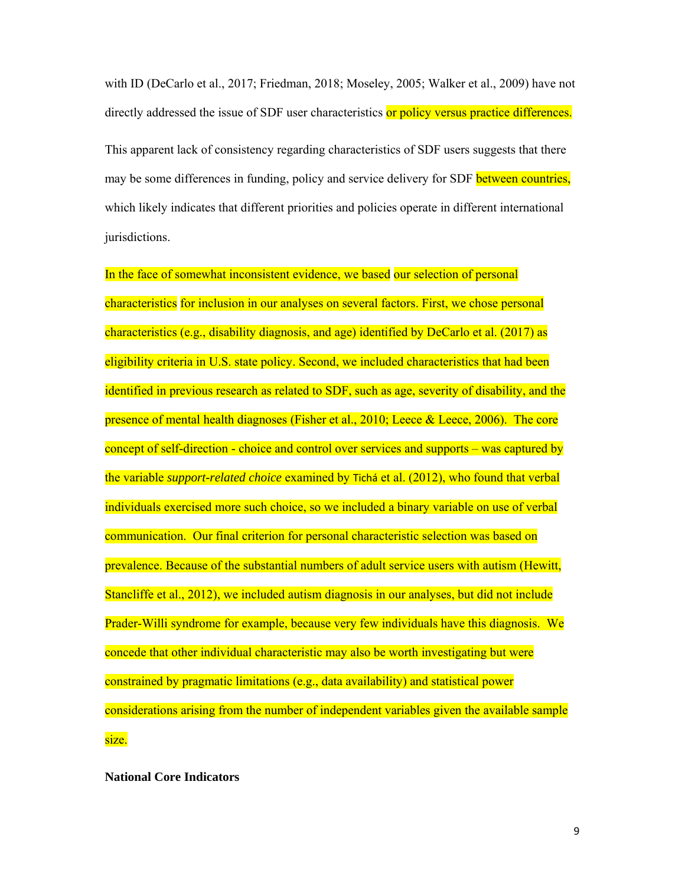with ID (DeCarlo et al., 2017; Friedman, 2018; Moseley, 2005; Walker et al., 2009) have not directly addressed the issue of SDF user characteristics or policy versus practice differences.

This apparent lack of consistency regarding characteristics of SDF users suggests that there may be some differences in funding, policy and service delivery for SDF between countries, which likely indicates that different priorities and policies operate in different international jurisdictions.

In the face of somewhat inconsistent evidence, we based our selection of personal characteristics for inclusion in our analyses on several factors. First, we chose personal characteristics (e.g., disability diagnosis, and age) identified by DeCarlo et al. (2017) as eligibility criteria in U.S. state policy. Second, we included characteristics that had been identified in previous research as related to SDF, such as age, severity of disability, and the presence of mental health diagnoses (Fisher et al., 2010; Leece & Leece, 2006). The core concept of self-direction - choice and control over services and supports – was captured by the variable *support-related choice* examined by Tichá et al. (2012), who found that verbal individuals exercised more such choice, so we included a binary variable on use of verbal communication. Our final criterion for personal characteristic selection was based on prevalence. Because of the substantial numbers of adult service users with autism (Hewitt, Stancliffe et al., 2012), we included autism diagnosis in our analyses, but did not include Prader-Willi syndrome for example, because very few individuals have this diagnosis. We concede that other individual characteristic may also be worth investigating but were constrained by pragmatic limitations (e.g., data availability) and statistical power considerations arising from the number of independent variables given the available sample size.

**National Core Indicators**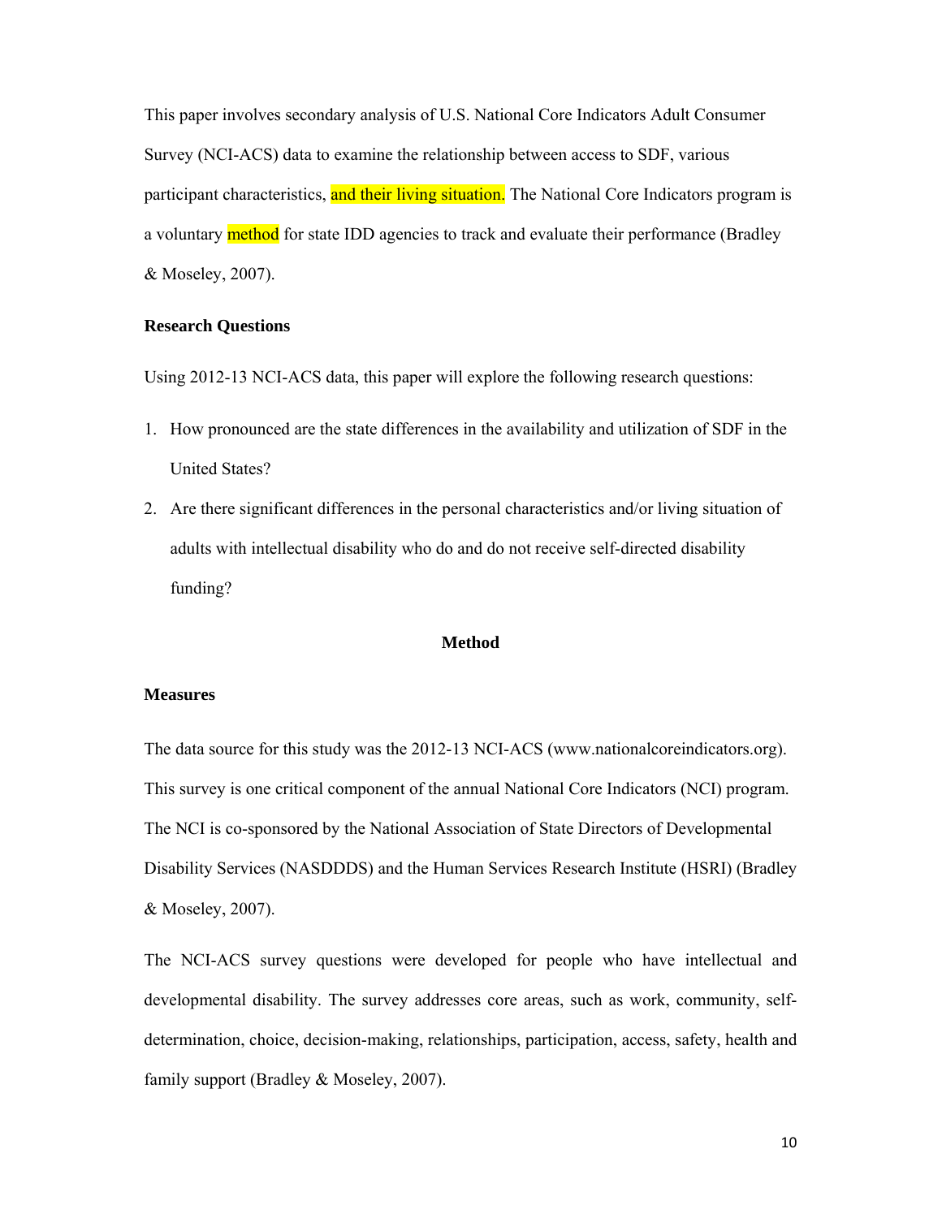This paper involves secondary analysis of U.S. National Core Indicators Adult Consumer Survey (NCI-ACS) data to examine the relationship between access to SDF, various participant characteristics, and their living situation. The National Core Indicators program is a voluntary method for state IDD agencies to track and evaluate their performance (Bradley & Moseley, 2007).

### Research Questions

Using 2012-13 NCI-ACS data, this paper will explore the following research questions:

1. How pronounced are the state differences in the availability and utilization of SDF in the United States?
2. Are there significant differences in the personal characteristics and/or living situation of adults with intellectual disability who do and do not receive self-directed disability funding?

## Method

### Measures

The data source for this study was the 2012-13 NCI-ACS (www.nationalcoreindicators.org). This survey is one critical component of the annual National Core Indicators (NCI) program. The NCI is co-sponsored by the National Association of State Directors of Developmental Disability Services (NASDDDS) and the Human Services Research Institute (HSRI) (Bradley & Moseley, 2007).

The NCI-ACS survey questions were developed for people who have intellectual and developmental disability. The survey addresses core areas, such as work, community, self-determination, choice, decision-making, relationships, participation, access, safety, health and family support (Bradley & Moseley, 2007).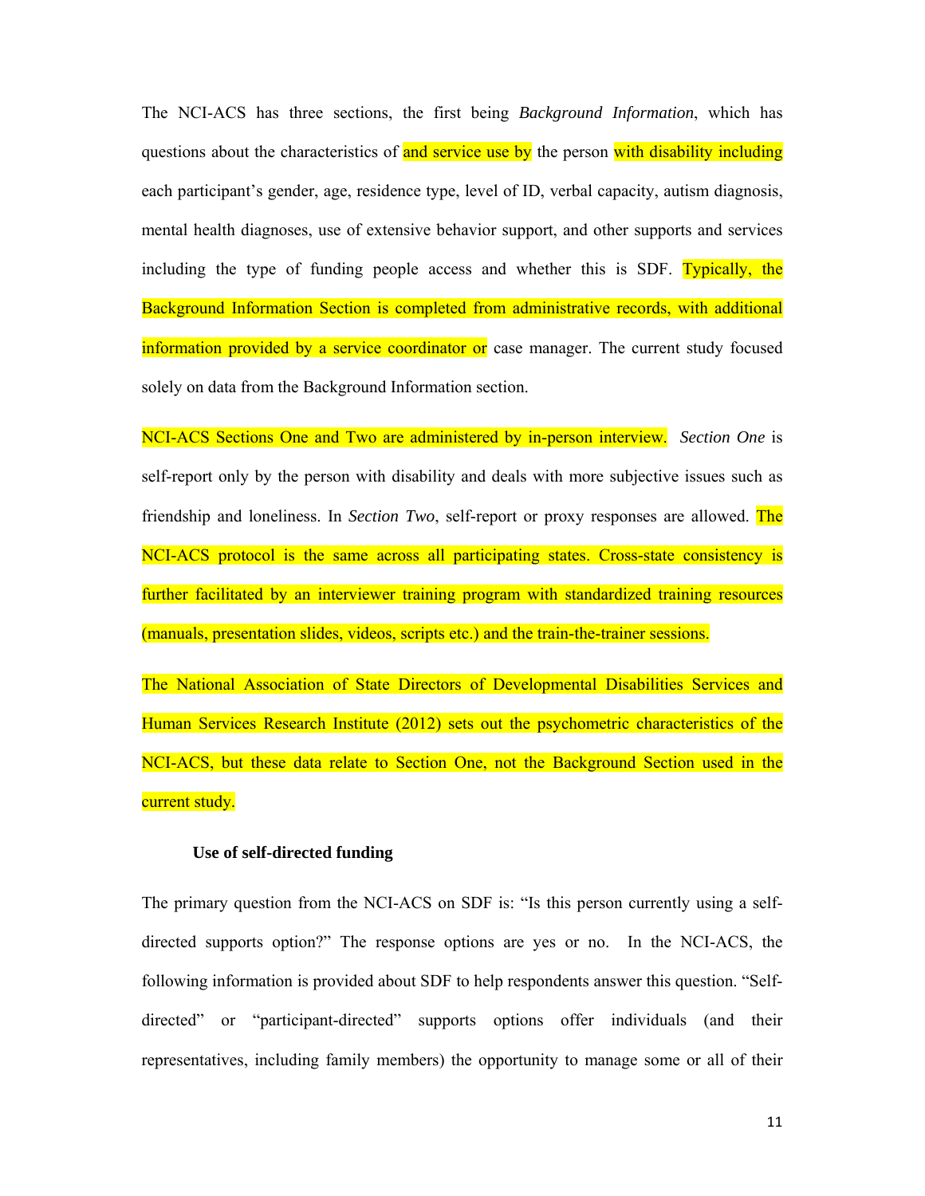The NCI-ACS has three sections, the first being *Background Information*, which has questions about the characteristics of and service use by the person with disability including each participant's gender, age, residence type, level of ID, verbal capacity, autism diagnosis, mental health diagnoses, use of extensive behavior support, and other supports and services including the type of funding people access and whether this is SDF. Typically, the Background Information Section is completed from administrative records, with additional information provided by a service coordinator or case manager. The current study focused solely on data from the Background Information section.

NCI-ACS Sections One and Two are administered by in-person interview. *Section One* is self-report only by the person with disability and deals with more subjective issues such as friendship and loneliness. In *Section Two*, self-report or proxy responses are allowed. The NCI-ACS protocol is the same across all participating states. Cross-state consistency is further facilitated by an interviewer training program with standardized training resources (manuals, presentation slides, videos, scripts etc.) and the train-the-trainer sessions.

The National Association of State Directors of Developmental Disabilities Services and Human Services Research Institute (2012) sets out the psychometric characteristics of the NCI-ACS, but these data relate to Section One, not the Background Section used in the current study.

**Use of self-directed funding**

The primary question from the NCI-ACS on SDF is: "Is this person currently using a self-directed supports option?" The response options are yes or no. In the NCI-ACS, the following information is provided about SDF to help respondents answer this question. "Self-directed" or "participant-directed" supports options offer individuals (and their representatives, including family members) the opportunity to manage some or all of their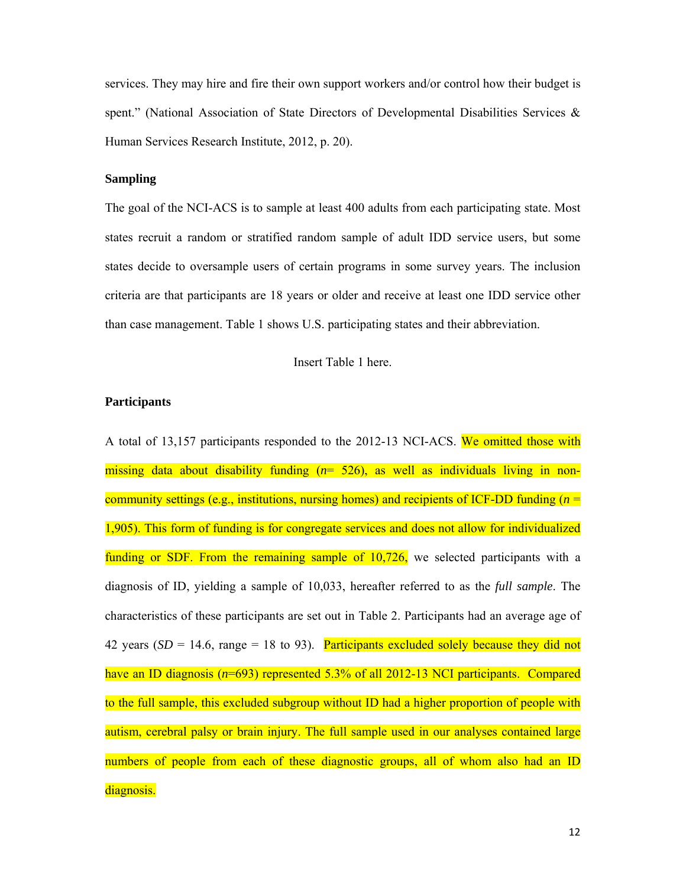services. They may hire and fire their own support workers and/or control how their budget is spent." (National Association of State Directors of Developmental Disabilities Services & Human Services Research Institute, 2012, p. 20).

**Sampling**

The goal of the NCI-ACS is to sample at least 400 adults from each participating state. Most states recruit a random or stratified random sample of adult IDD service users, but some states decide to oversample users of certain programs in some survey years. The inclusion criteria are that participants are 18 years or older and receive at least one IDD service other than case management. Table 1 shows U.S. participating states and their abbreviation.

Insert Table 1 here.

**Participants**

A total of 13,157 participants responded to the 2012-13 NCI-ACS. We omitted those with missing data about disability funding (*n*= 526), as well as individuals living in non-community settings (e.g., institutions, nursing homes) and recipients of ICF-DD funding (*n* = 1,905). This form of funding is for congregate services and does not allow for individualized funding or SDF. From the remaining sample of 10,726, we selected participants with a diagnosis of ID, yielding a sample of 10,033, hereafter referred to as the *full sample*. The characteristics of these participants are set out in Table 2. Participants had an average age of 42 years (*SD* = 14.6, range = 18 to 93). Participants excluded solely because they did not have an ID diagnosis (*n*=693) represented 5.3% of all 2012-13 NCI participants. Compared to the full sample, this excluded subgroup without ID had a higher proportion of people with autism, cerebral palsy or brain injury. The full sample used in our analyses contained large numbers of people from each of these diagnostic groups, all of whom also had an ID diagnosis.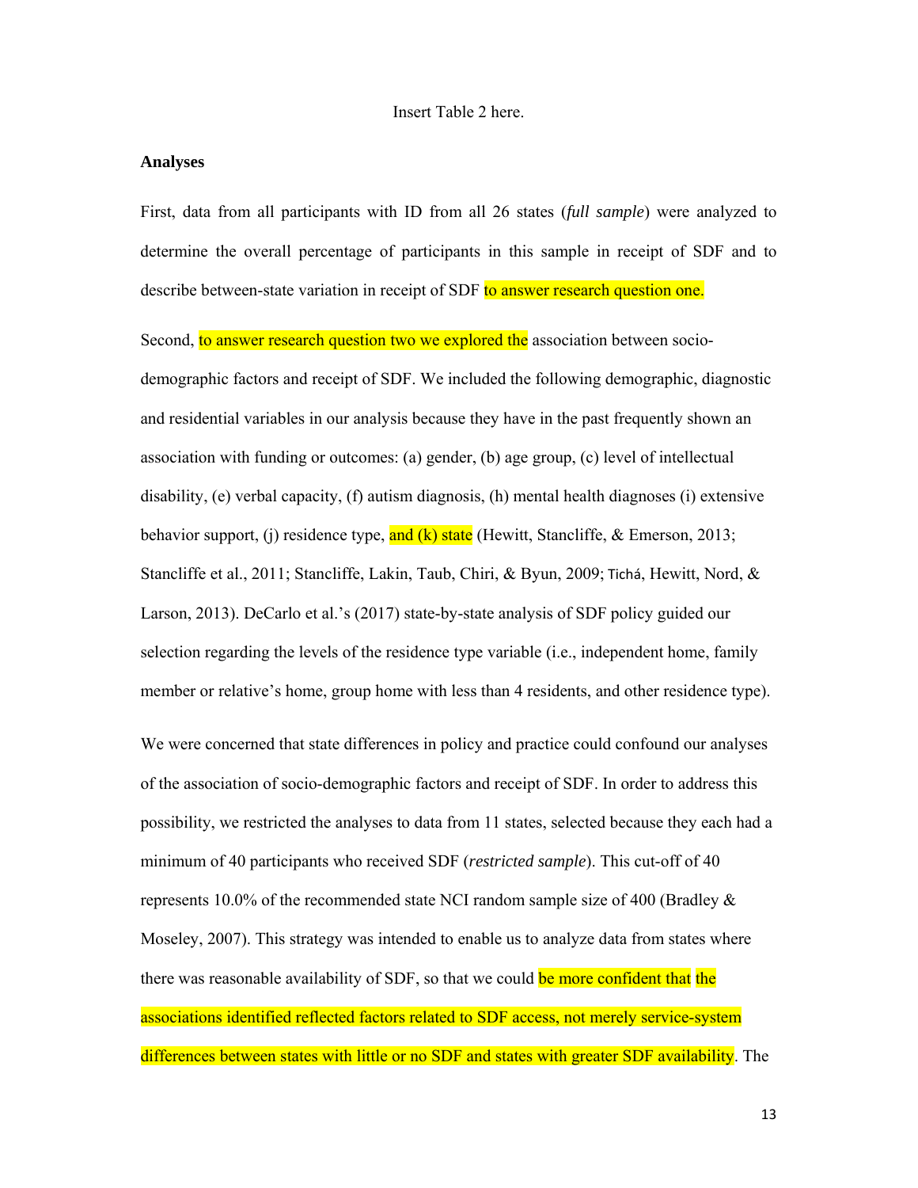Insert Table 2 here.

**Analyses**

First, data from all participants with ID from all 26 states (*full sample*) were analyzed to determine the overall percentage of participants in this sample in receipt of SDF and to describe between-state variation in receipt of SDF to answer research question one.

Second, to answer research question two we explored the association between socio-demographic factors and receipt of SDF. We included the following demographic, diagnostic and residential variables in our analysis because they have in the past frequently shown an association with funding or outcomes: (a) gender, (b) age group, (c) level of intellectual disability, (e) verbal capacity, (f) autism diagnosis, (h) mental health diagnoses (i) extensive behavior support, (j) residence type, and (k) state (Hewitt, Stancliffe, & Emerson, 2013; Stancliffe et al., 2011; Stancliffe, Lakin, Taub, Chiri, & Byun, 2009; Tichá, Hewitt, Nord, & Larson, 2013). DeCarlo et al.'s (2017) state-by-state analysis of SDF policy guided our selection regarding the levels of the residence type variable (i.e., independent home, family member or relative's home, group home with less than 4 residents, and other residence type).

We were concerned that state differences in policy and practice could confound our analyses of the association of socio-demographic factors and receipt of SDF. In order to address this possibility, we restricted the analyses to data from 11 states, selected because they each had a minimum of 40 participants who received SDF (*restricted sample*). This cut-off of 40 represents 10.0% of the recommended state NCI random sample size of 400 (Bradley & Moseley, 2007). This strategy was intended to enable us to analyze data from states where there was reasonable availability of SDF, so that we could be more confident that the associations identified reflected factors related to SDF access, not merely service-system differences between states with little or no SDF and states with greater SDF availability. The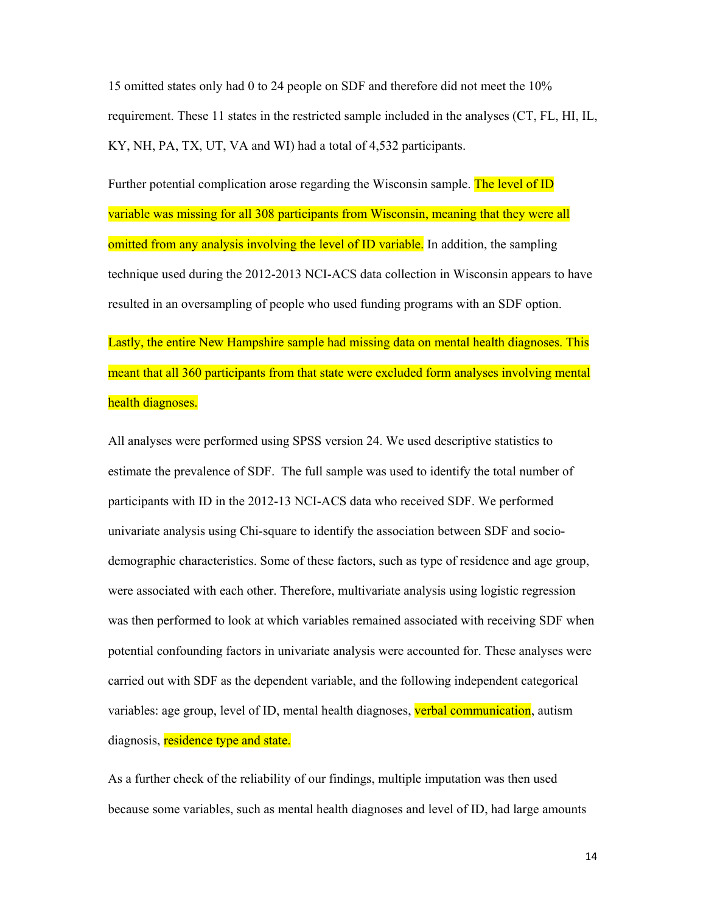15 omitted states only had 0 to 24 people on SDF and therefore did not meet the 10% requirement. These 11 states in the restricted sample included in the analyses (CT, FL, HI, IL, KY, NH, PA, TX, UT, VA and WI) had a total of 4,532 participants.

Further potential complication arose regarding the Wisconsin sample. The level of ID variable was missing for all 308 participants from Wisconsin, meaning that they were all omitted from any analysis involving the level of ID variable. In addition, the sampling technique used during the 2012-2013 NCI-ACS data collection in Wisconsin appears to have resulted in an oversampling of people who used funding programs with an SDF option.

Lastly, the entire New Hampshire sample had missing data on mental health diagnoses. This meant that all 360 participants from that state were excluded form analyses involving mental health diagnoses.

All analyses were performed using SPSS version 24. We used descriptive statistics to estimate the prevalence of SDF. The full sample was used to identify the total number of participants with ID in the 2012-13 NCI-ACS data who received SDF. We performed univariate analysis using Chi-square to identify the association between SDF and socio-demographic characteristics. Some of these factors, such as type of residence and age group, were associated with each other. Therefore, multivariate analysis using logistic regression was then performed to look at which variables remained associated with receiving SDF when potential confounding factors in univariate analysis were accounted for. These analyses were carried out with SDF as the dependent variable, and the following independent categorical variables: age group, level of ID, mental health diagnoses, verbal communication, autism diagnosis, residence type and state.

As a further check of the reliability of our findings, multiple imputation was then used because some variables, such as mental health diagnoses and level of ID, had large amounts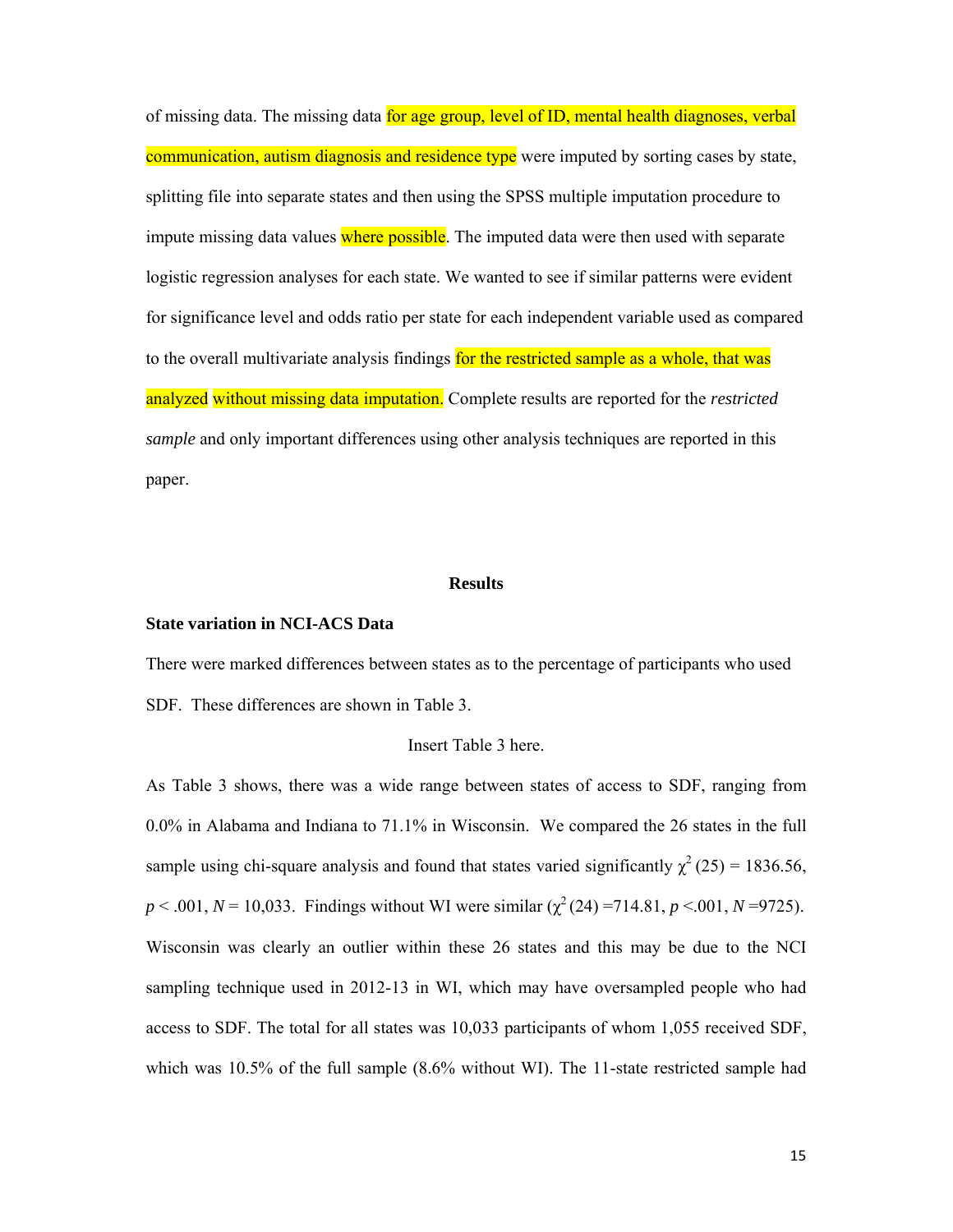of missing data. The missing data for age group, level of ID, mental health diagnoses, verbal communication, autism diagnosis and residence type were imputed by sorting cases by state, splitting file into separate states and then using the SPSS multiple imputation procedure to impute missing data values where possible. The imputed data were then used with separate logistic regression analyses for each state. We wanted to see if similar patterns were evident for significance level and odds ratio per state for each independent variable used as compared to the overall multivariate analysis findings for the restricted sample as a whole, that was analyzed without missing data imputation. Complete results are reported for the *restricted sample* and only important differences using other analysis techniques are reported in this paper.

## Results

### State variation in NCI-ACS Data

There were marked differences between states as to the percentage of participants who used SDF. These differences are shown in Table 3.

Insert Table 3 here.

As Table 3 shows, there was a wide range between states of access to SDF, ranging from 0.0% in Alabama and Indiana to 71.1% in Wisconsin. We compared the 26 states in the full sample using chi-square analysis and found that states varied significantly $\chi^2$ (25) = 1836.56, $p < .001$, $N = 10,033$. Findings without WI were similar ($\chi^2$ (24) =714.81, $p <.001$, $N =9725$). Wisconsin was clearly an outlier within these 26 states and this may be due to the NCI sampling technique used in 2012-13 in WI, which may have oversampled people who had access to SDF. The total for all states was 10,033 participants of whom 1,055 received SDF, which was 10.5% of the full sample (8.6% without WI). The 11-state restricted sample had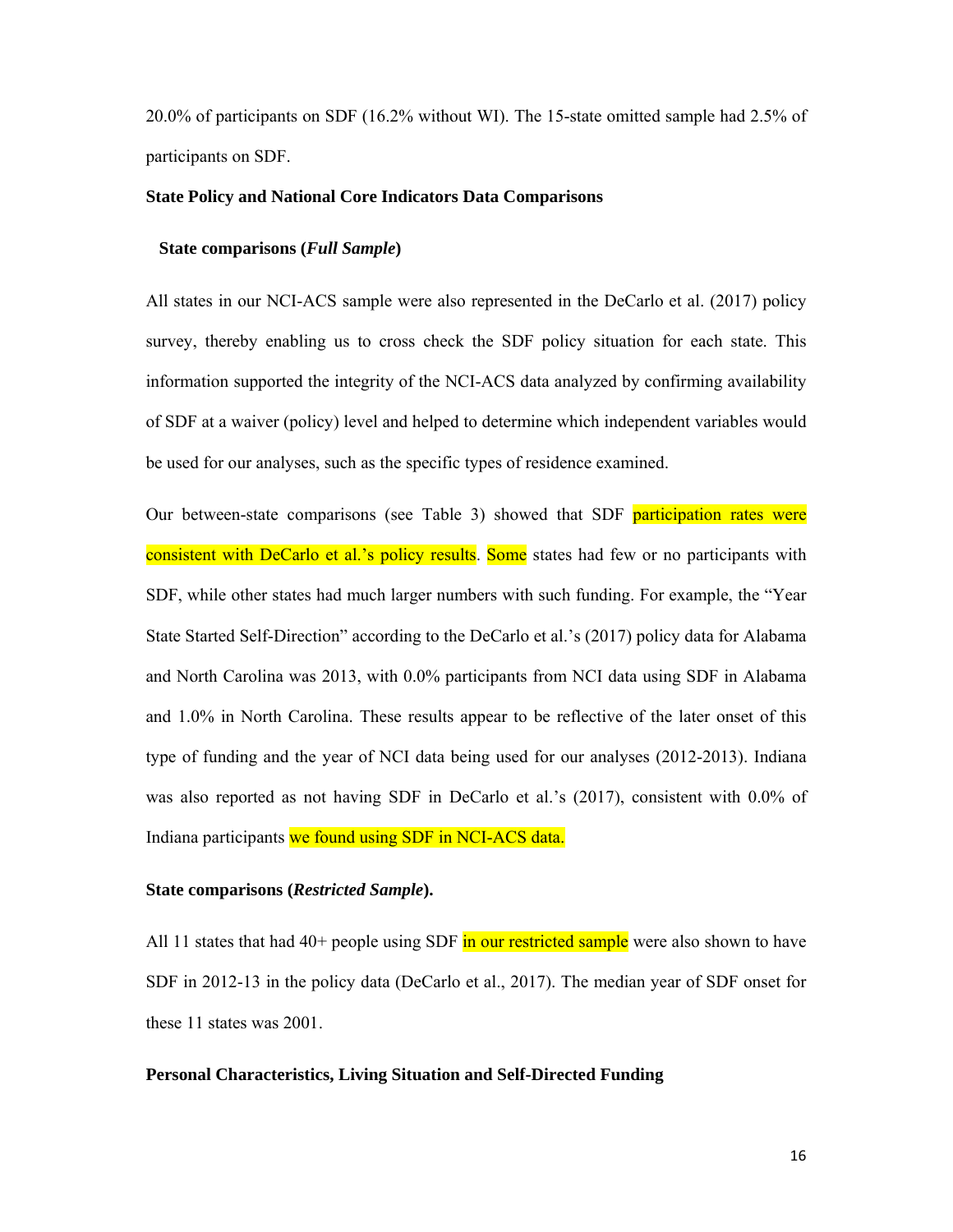20.0% of participants on SDF (16.2% without WI). The 15-state omitted sample had 2.5% of participants on SDF.

### State Policy and National Core Indicators Data Comparisons

#### State comparisons (*Full Sample*)

All states in our NCI-ACS sample were also represented in the DeCarlo et al. (2017) policy survey, thereby enabling us to cross check the SDF policy situation for each state. This information supported the integrity of the NCI-ACS data analyzed by confirming availability of SDF at a waiver (policy) level and helped to determine which independent variables would be used for our analyses, such as the specific types of residence examined.

Our between-state comparisons (see Table 3) showed that SDF participation rates were consistent with DeCarlo et al.'s policy results. Some states had few or no participants with SDF, while other states had much larger numbers with such funding. For example, the "Year State Started Self-Direction" according to the DeCarlo et al.'s (2017) policy data for Alabama and North Carolina was 2013, with 0.0% participants from NCI data using SDF in Alabama and 1.0% in North Carolina. These results appear to be reflective of the later onset of this type of funding and the year of NCI data being used for our analyses (2012-2013). Indiana was also reported as not having SDF in DeCarlo et al.'s (2017), consistent with 0.0% of Indiana participants we found using SDF in NCI-ACS data.

#### State comparisons (*Restricted Sample*).

All 11 states that had 40+ people using SDF in our restricted sample were also shown to have SDF in 2012-13 in the policy data (DeCarlo et al., 2017). The median year of SDF onset for these 11 states was 2001.

### Personal Characteristics, Living Situation and Self-Directed Funding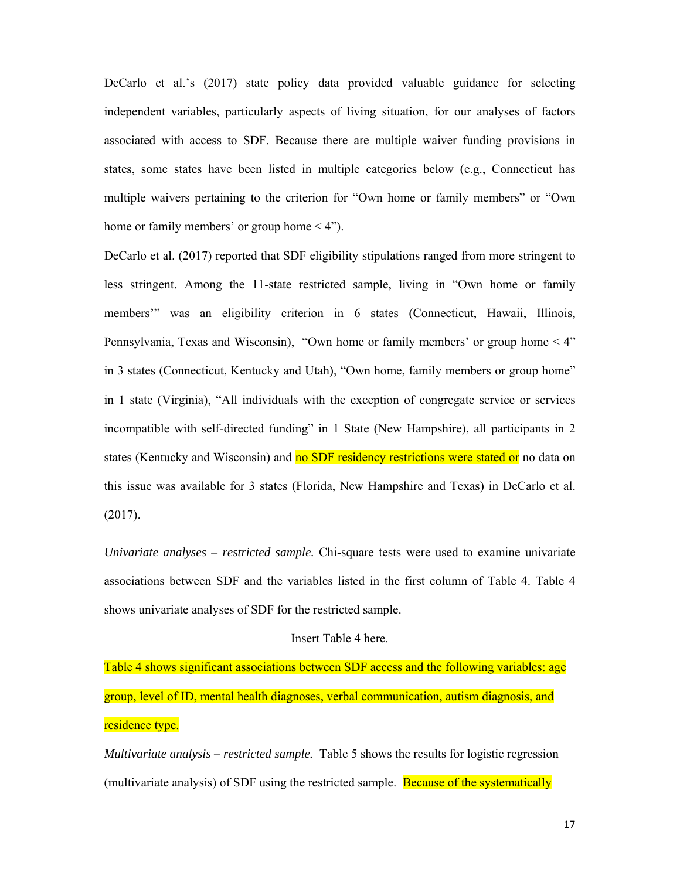DeCarlo et al.'s (2017) state policy data provided valuable guidance for selecting independent variables, particularly aspects of living situation, for our analyses of factors associated with access to SDF. Because there are multiple waiver funding provisions in states, some states have been listed in multiple categories below (e.g., Connecticut has multiple waivers pertaining to the criterion for "Own home or family members" or "Own home or family members' or group home < 4").

DeCarlo et al. (2017) reported that SDF eligibility stipulations ranged from more stringent to less stringent. Among the 11-state restricted sample, living in "Own home or family members'" was an eligibility criterion in 6 states (Connecticut, Hawaii, Illinois, Pennsylvania, Texas and Wisconsin), "Own home or family members' or group home < 4" in 3 states (Connecticut, Kentucky and Utah), "Own home, family members or group home" in 1 state (Virginia), "All individuals with the exception of congregate service or services incompatible with self-directed funding" in 1 State (New Hampshire), all participants in 2 states (Kentucky and Wisconsin) and no SDF residency restrictions were stated or no data on this issue was available for 3 states (Florida, New Hampshire and Texas) in DeCarlo et al. (2017).

*Univariate analyses – restricted sample.* Chi-square tests were used to examine univariate associations between SDF and the variables listed in the first column of Table 4. Table 4 shows univariate analyses of SDF for the restricted sample.

Insert Table 4 here.

Table 4 shows significant associations between SDF access and the following variables: age group, level of ID, mental health diagnoses, verbal communication, autism diagnosis, and residence type.

*Multivariate analysis – restricted sample.* Table 5 shows the results for logistic regression (multivariate analysis) of SDF using the restricted sample. Because of the systematically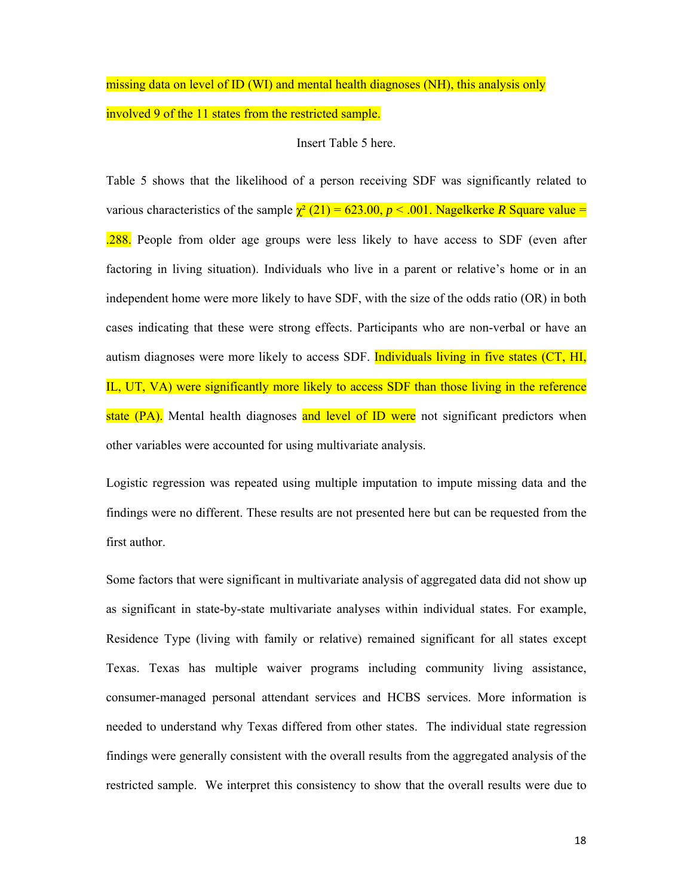missing data on level of ID (WI) and mental health diagnoses (NH), this analysis only involved 9 of the 11 states from the restricted sample.

Insert Table 5 here.

Table 5 shows that the likelihood of a person receiving SDF was significantly related to various characteristics of the sample $\chi^2$ (21) = 623.00, $p < .001$. Nagelkerke $R$ Square value = .288. People from older age groups were less likely to have access to SDF (even after factoring in living situation). Individuals who live in a parent or relative's home or in an independent home were more likely to have SDF, with the size of the odds ratio (OR) in both cases indicating that these were strong effects. Participants who are non-verbal or have an autism diagnoses were more likely to access SDF. Individuals living in five states (CT, HI, IL, UT, VA) were significantly more likely to access SDF than those living in the reference state (PA). Mental health diagnoses and level of ID were not significant predictors when other variables were accounted for using multivariate analysis.

Logistic regression was repeated using multiple imputation to impute missing data and the findings were no different. These results are not presented here but can be requested from the first author.

Some factors that were significant in multivariate analysis of aggregated data did not show up as significant in state-by-state multivariate analyses within individual states. For example, Residence Type (living with family or relative) remained significant for all states except Texas. Texas has multiple waiver programs including community living assistance, consumer-managed personal attendant services and HCBS services. More information is needed to understand why Texas differed from other states. The individual state regression findings were generally consistent with the overall results from the aggregated analysis of the restricted sample. We interpret this consistency to show that the overall results were due to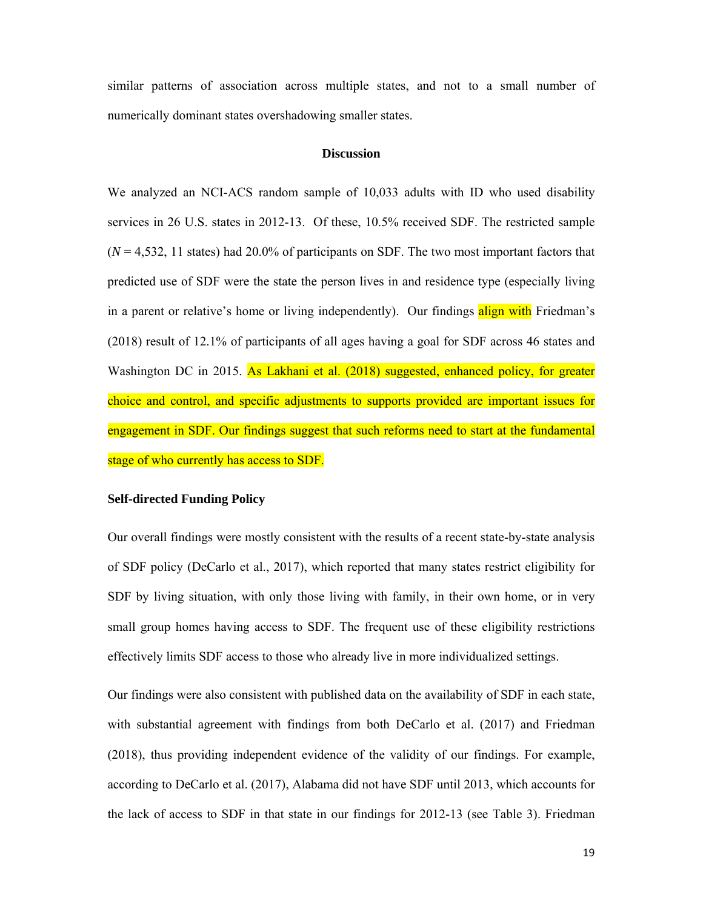similar patterns of association across multiple states, and not to a small number of numerically dominant states overshadowing smaller states.

## Discussion

We analyzed an NCI-ACS random sample of 10,033 adults with ID who used disability services in 26 U.S. states in 2012-13. Of these, 10.5% received SDF. The restricted sample (*N* = 4,532, 11 states) had 20.0% of participants on SDF. The two most important factors that predicted use of SDF were the state the person lives in and residence type (especially living in a parent or relative's home or living independently). Our findings align with Friedman's (2018) result of 12.1% of participants of all ages having a goal for SDF across 46 states and Washington DC in 2015. As Lakhani et al. (2018) suggested, enhanced policy, for greater choice and control, and specific adjustments to supports provided are important issues for engagement in SDF. Our findings suggest that such reforms need to start at the fundamental stage of who currently has access to SDF.

### Self-directed Funding Policy

Our overall findings were mostly consistent with the results of a recent state-by-state analysis of SDF policy (DeCarlo et al., 2017), which reported that many states restrict eligibility for SDF by living situation, with only those living with family, in their own home, or in very small group homes having access to SDF. The frequent use of these eligibility restrictions effectively limits SDF access to those who already live in more individualized settings.

Our findings were also consistent with published data on the availability of SDF in each state, with substantial agreement with findings from both DeCarlo et al. (2017) and Friedman (2018), thus providing independent evidence of the validity of our findings. For example, according to DeCarlo et al. (2017), Alabama did not have SDF until 2013, which accounts for the lack of access to SDF in that state in our findings for 2012-13 (see Table 3). Friedman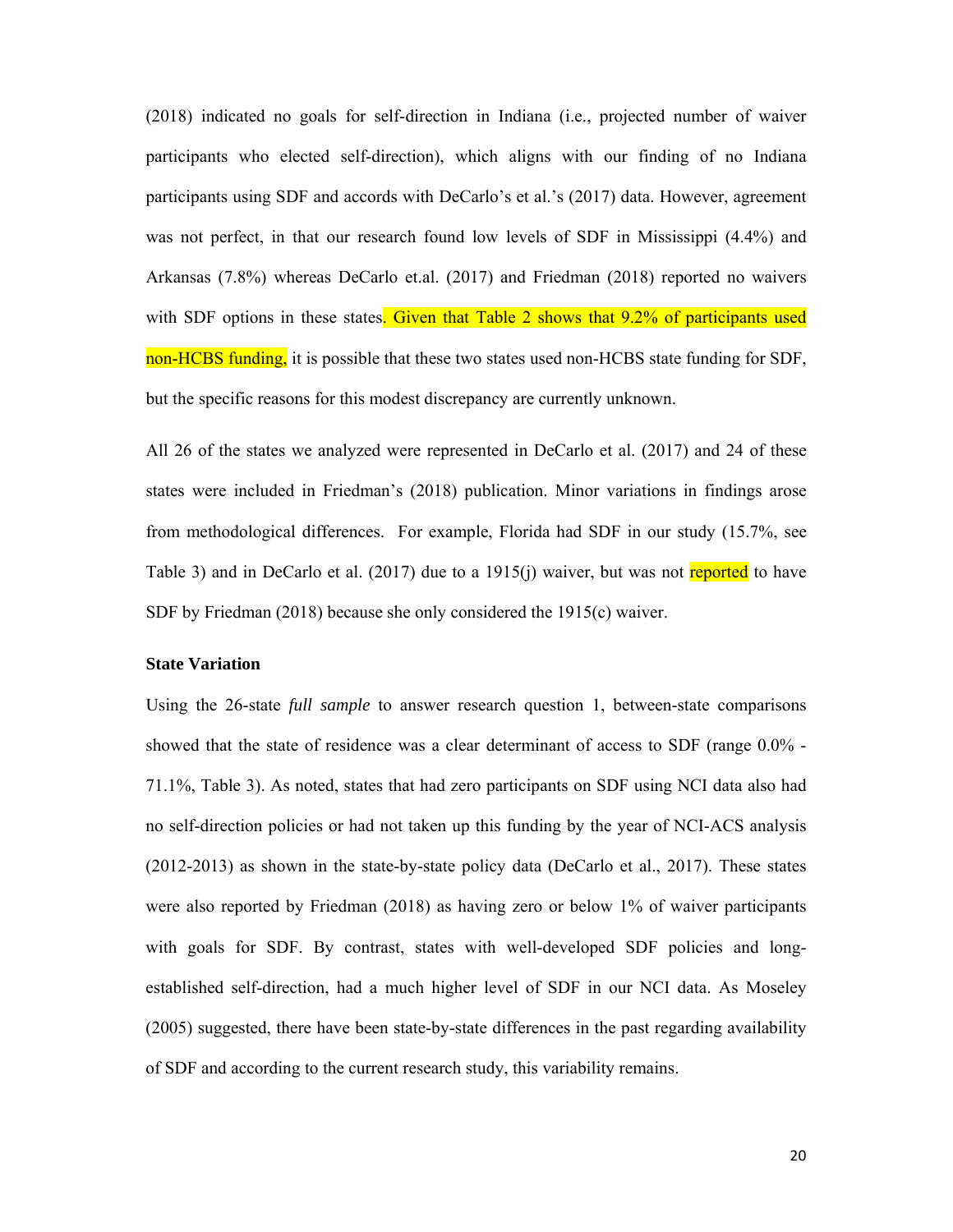(2018) indicated no goals for self-direction in Indiana (i.e., projected number of waiver participants who elected self-direction), which aligns with our finding of no Indiana participants using SDF and accords with DeCarlo's et al.'s (2017) data. However, agreement was not perfect, in that our research found low levels of SDF in Mississippi (4.4%) and Arkansas (7.8%) whereas DeCarlo et.al. (2017) and Friedman (2018) reported no waivers with SDF options in these states. Given that Table 2 shows that 9.2% of participants used non-HCBS funding, it is possible that these two states used non-HCBS state funding for SDF, but the specific reasons for this modest discrepancy are currently unknown.

All 26 of the states we analyzed were represented in DeCarlo et al. (2017) and 24 of these states were included in Friedman's (2018) publication. Minor variations in findings arose from methodological differences. For example, Florida had SDF in our study (15.7%, see Table 3) and in DeCarlo et al. (2017) due to a 1915(j) waiver, but was not reported to have SDF by Friedman (2018) because she only considered the 1915(c) waiver.

**State Variation**

Using the 26-state *full sample* to answer research question 1, between-state comparisons showed that the state of residence was a clear determinant of access to SDF (range 0.0% - 71.1%, Table 3). As noted, states that had zero participants on SDF using NCI data also had no self-direction policies or had not taken up this funding by the year of NCI-ACS analysis (2012-2013) as shown in the state-by-state policy data (DeCarlo et al., 2017). These states were also reported by Friedman (2018) as having zero or below 1% of waiver participants with goals for SDF. By contrast, states with well-developed SDF policies and long-established self-direction, had a much higher level of SDF in our NCI data. As Moseley (2005) suggested, there have been state-by-state differences in the past regarding availability of SDF and according to the current research study, this variability remains.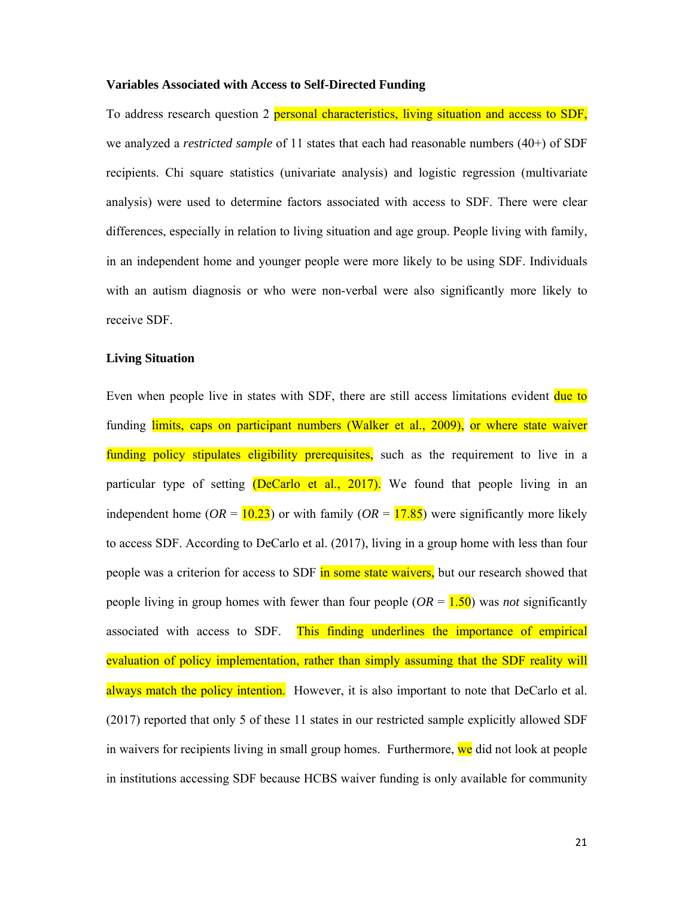**Variables Associated with Access to Self-Directed Funding**

To address research question 2 personal characteristics, living situation and access to SDF, we analyzed a *restricted sample* of 11 states that each had reasonable numbers (40+) of SDF recipients. Chi square statistics (univariate analysis) and logistic regression (multivariate analysis) were used to determine factors associated with access to SDF. There were clear differences, especially in relation to living situation and age group. People living with family, in an independent home and younger people were more likely to be using SDF. Individuals with an autism diagnosis or who were non-verbal were also significantly more likely to receive SDF.

**Living Situation**

Even when people live in states with SDF, there are still access limitations evident due to funding limits, caps on participant numbers (Walker et al., 2009), or where state waiver funding policy stipulates eligibility prerequisites, such as the requirement to live in a particular type of setting (DeCarlo et al., 2017). We found that people living in an independent home ($OR$ = 10.23) or with family ($OR$ = 17.85) were significantly more likely to access SDF. According to DeCarlo et al. (2017), living in a group home with less than four people was a criterion for access to SDF in some state waivers, but our research showed that people living in group homes with fewer than four people ($OR$ = 1.50) was *not* significantly associated with access to SDF. This finding underlines the importance of empirical evaluation of policy implementation, rather than simply assuming that the SDF reality will always match the policy intention. However, it is also important to note that DeCarlo et al. (2017) reported that only 5 of these 11 states in our restricted sample explicitly allowed SDF in waivers for recipients living in small group homes. Furthermore, we did not look at people in institutions accessing SDF because HCBS waiver funding is only available for community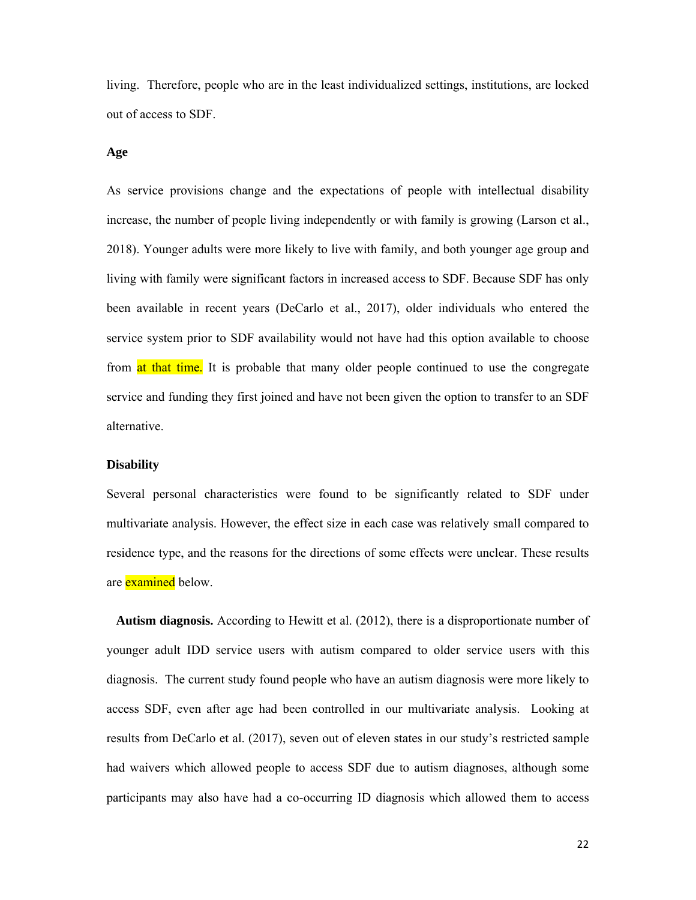living. Therefore, people who are in the least individualized settings, institutions, are locked out of access to SDF.

**Age**

As service provisions change and the expectations of people with intellectual disability increase, the number of people living independently or with family is growing (Larson et al., 2018). Younger adults were more likely to live with family, and both younger age group and living with family were significant factors in increased access to SDF. Because SDF has only been available in recent years (DeCarlo et al., 2017), older individuals who entered the service system prior to SDF availability would not have had this option available to choose from at that time. It is probable that many older people continued to use the congregate service and funding they first joined and have not been given the option to transfer to an SDF alternative.

**Disability**

Several personal characteristics were found to be significantly related to SDF under multivariate analysis. However, the effect size in each case was relatively small compared to residence type, and the reasons for the directions of some effects were unclear. These results are examined below.

**Autism diagnosis.** According to Hewitt et al. (2012), there is a disproportionate number of younger adult IDD service users with autism compared to older service users with this diagnosis. The current study found people who have an autism diagnosis were more likely to access SDF, even after age had been controlled in our multivariate analysis. Looking at results from DeCarlo et al. (2017), seven out of eleven states in our study's restricted sample had waivers which allowed people to access SDF due to autism diagnoses, although some participants may also have had a co-occurring ID diagnosis which allowed them to access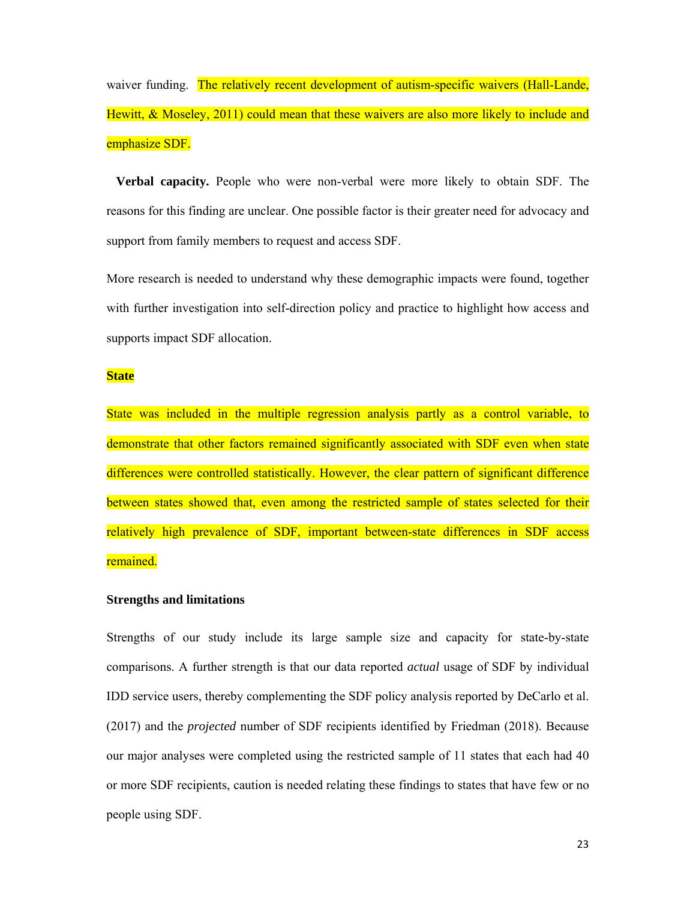waiver funding. The relatively recent development of autism-specific waivers (Hall-Lande, Hewitt, & Moseley, 2011) could mean that these waivers are also more likely to include and emphasize SDF.

**Verbal capacity.** People who were non-verbal were more likely to obtain SDF. The reasons for this finding are unclear. One possible factor is their greater need for advocacy and support from family members to request and access SDF.

More research is needed to understand why these demographic impacts were found, together with further investigation into self-direction policy and practice to highlight how access and supports impact SDF allocation.

### State

State was included in the multiple regression analysis partly as a control variable, to demonstrate that other factors remained significantly associated with SDF even when state differences were controlled statistically. However, the clear pattern of significant difference between states showed that, even among the restricted sample of states selected for their relatively high prevalence of SDF, important between-state differences in SDF access remained.

### Strengths and limitations

Strengths of our study include its large sample size and capacity for state-by-state comparisons. A further strength is that our data reported *actual* usage of SDF by individual IDD service users, thereby complementing the SDF policy analysis reported by DeCarlo et al. (2017) and the *projected* number of SDF recipients identified by Friedman (2018). Because our major analyses were completed using the restricted sample of 11 states that each had 40 or more SDF recipients, caution is needed relating these findings to states that have few or no people using SDF.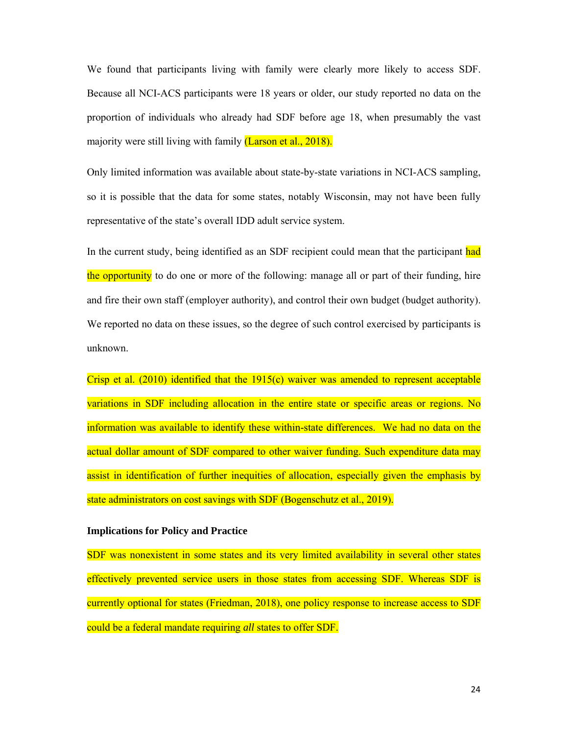We found that participants living with family were clearly more likely to access SDF. Because all NCI-ACS participants were 18 years or older, our study reported no data on the proportion of individuals who already had SDF before age 18, when presumably the vast majority were still living with family (Larson et al., 2018).

Only limited information was available about state-by-state variations in NCI-ACS sampling, so it is possible that the data for some states, notably Wisconsin, may not have been fully representative of the state's overall IDD adult service system.

In the current study, being identified as an SDF recipient could mean that the participant had the opportunity to do one or more of the following: manage all or part of their funding, hire and fire their own staff (employer authority), and control their own budget (budget authority). We reported no data on these issues, so the degree of such control exercised by participants is unknown.

Crisp et al. (2010) identified that the 1915(c) waiver was amended to represent acceptable variations in SDF including allocation in the entire state or specific areas or regions. No information was available to identify these within-state differences. We had no data on the actual dollar amount of SDF compared to other waiver funding. Such expenditure data may assist in identification of further inequities of allocation, especially given the emphasis by state administrators on cost savings with SDF (Bogenschutz et al., 2019).

**Implications for Policy and Practice**

SDF was nonexistent in some states and its very limited availability in several other states effectively prevented service users in those states from accessing SDF. Whereas SDF is currently optional for states (Friedman, 2018), one policy response to increase access to SDF could be a federal mandate requiring *all* states to offer SDF.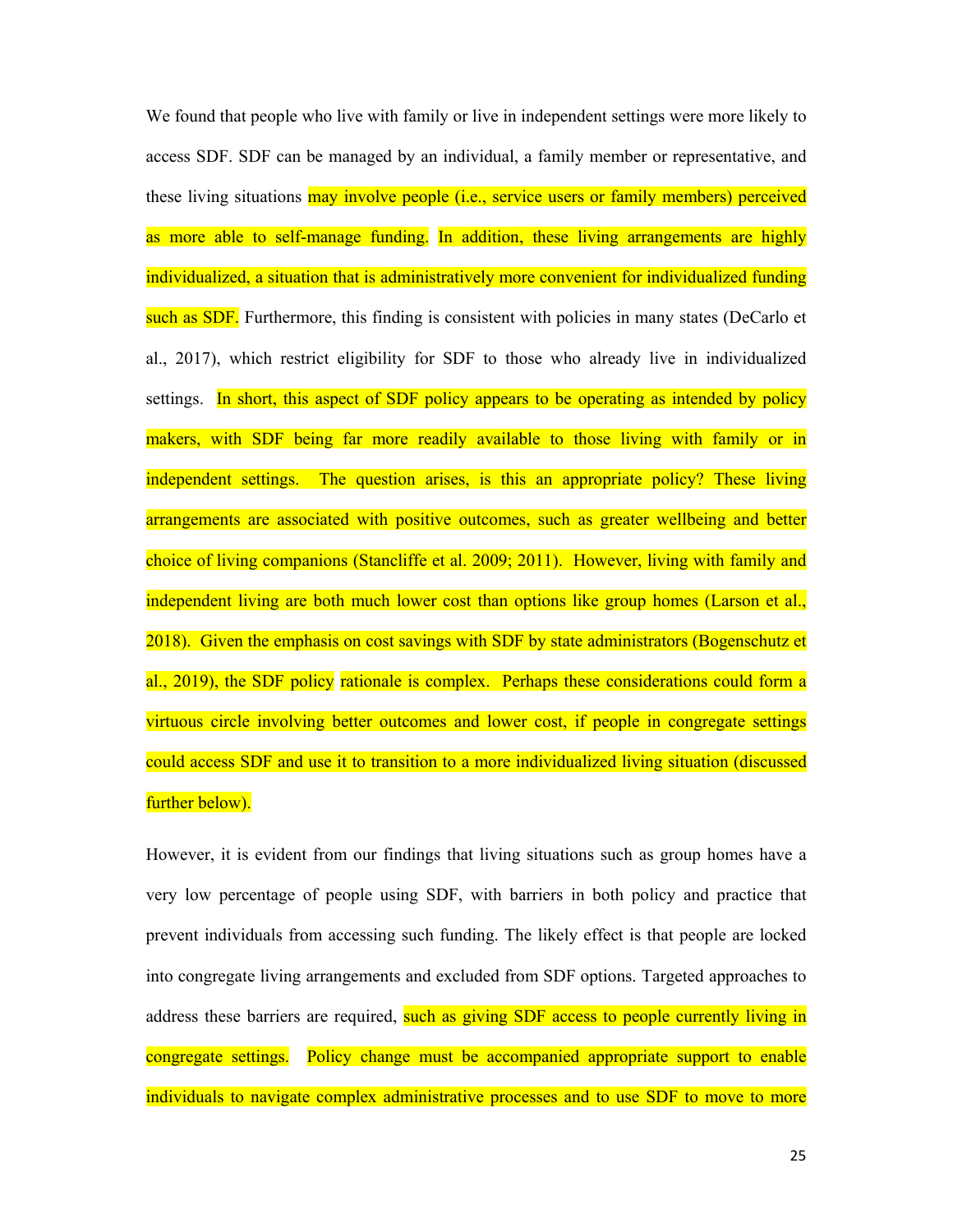We found that people who live with family or live in independent settings were more likely to access SDF. SDF can be managed by an individual, a family member or representative, and these living situations may involve people (i.e., service users or family members) perceived as more able to self-manage funding. In addition, these living arrangements are highly individualized, a situation that is administratively more convenient for individualized funding such as SDF. Furthermore, this finding is consistent with policies in many states (DeCarlo et al., 2017), which restrict eligibility for SDF to those who already live in individualized settings. In short, this aspect of SDF policy appears to be operating as intended by policy makers, with SDF being far more readily available to those living with family or in independent settings. The question arises, is this an appropriate policy? These living arrangements are associated with positive outcomes, such as greater wellbeing and better choice of living companions (Stancliffe et al. 2009; 2011). However, living with family and independent living are both much lower cost than options like group homes (Larson et al., 2018). Given the emphasis on cost savings with SDF by state administrators (Bogenschutz et al., 2019), the SDF policy rationale is complex. Perhaps these considerations could form a virtuous circle involving better outcomes and lower cost, if people in congregate settings could access SDF and use it to transition to a more individualized living situation (discussed further below).

However, it is evident from our findings that living situations such as group homes have a very low percentage of people using SDF, with barriers in both policy and practice that prevent individuals from accessing such funding. The likely effect is that people are locked into congregate living arrangements and excluded from SDF options. Targeted approaches to address these barriers are required, such as giving SDF access to people currently living in congregate settings. Policy change must be accompanied appropriate support to enable individuals to navigate complex administrative processes and to use SDF to move to more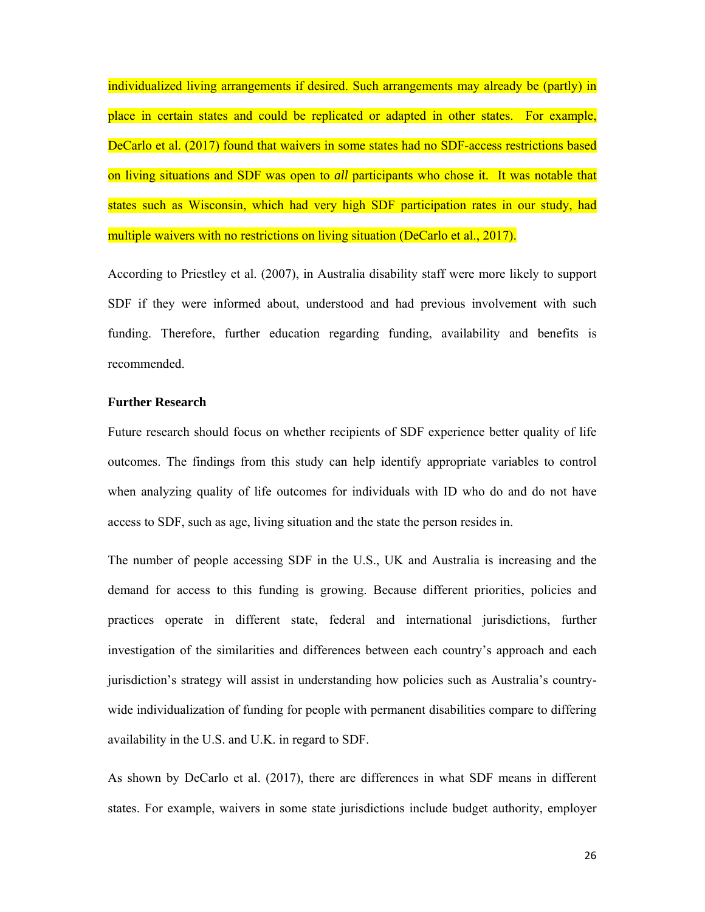individualized living arrangements if desired. Such arrangements may already be (partly) in place in certain states and could be replicated or adapted in other states. For example, DeCarlo et al. (2017) found that waivers in some states had no SDF-access restrictions based on living situations and SDF was open to *all* participants who chose it. It was notable that states such as Wisconsin, which had very high SDF participation rates in our study, had multiple waivers with no restrictions on living situation (DeCarlo et al., 2017).

According to Priestley et al. (2007), in Australia disability staff were more likely to support SDF if they were informed about, understood and had previous involvement with such funding. Therefore, further education regarding funding, availability and benefits is recommended.

**Further Research**

Future research should focus on whether recipients of SDF experience better quality of life outcomes. The findings from this study can help identify appropriate variables to control when analyzing quality of life outcomes for individuals with ID who do and do not have access to SDF, such as age, living situation and the state the person resides in.

The number of people accessing SDF in the U.S., UK and Australia is increasing and the demand for access to this funding is growing. Because different priorities, policies and practices operate in different state, federal and international jurisdictions, further investigation of the similarities and differences between each country's approach and each jurisdiction's strategy will assist in understanding how policies such as Australia's country-wide individualization of funding for people with permanent disabilities compare to differing availability in the U.S. and U.K. in regard to SDF.

As shown by DeCarlo et al. (2017), there are differences in what SDF means in different states. For example, waivers in some state jurisdictions include budget authority, employer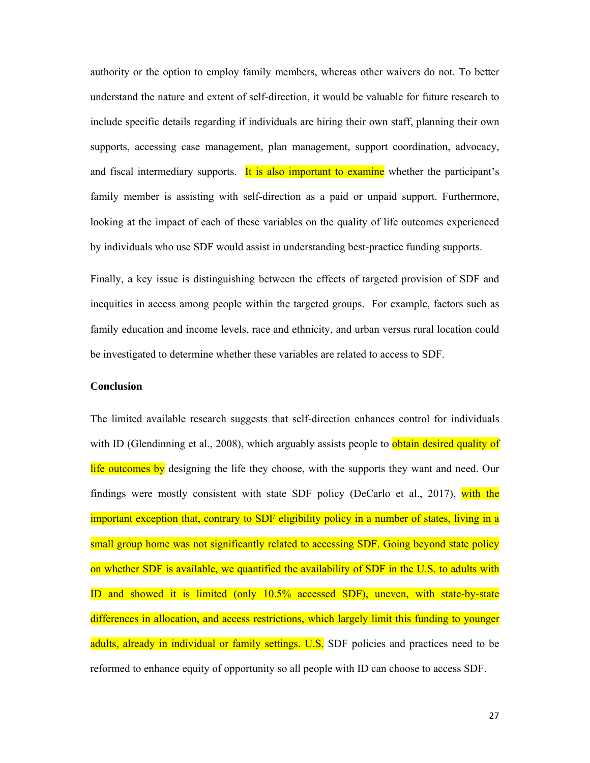authority or the option to employ family members, whereas other waivers do not. To better understand the nature and extent of self-direction, it would be valuable for future research to include specific details regarding if individuals are hiring their own staff, planning their own supports, accessing case management, plan management, support coordination, advocacy, and fiscal intermediary supports. It is also important to examine whether the participant's family member is assisting with self-direction as a paid or unpaid support. Furthermore, looking at the impact of each of these variables on the quality of life outcomes experienced by individuals who use SDF would assist in understanding best-practice funding supports.

Finally, a key issue is distinguishing between the effects of targeted provision of SDF and inequities in access among people within the targeted groups. For example, factors such as family education and income levels, race and ethnicity, and urban versus rural location could be investigated to determine whether these variables are related to access to SDF.

## Conclusion

The limited available research suggests that self-direction enhances control for individuals with ID (Glendinning et al., 2008), which arguably assists people to obtain desired quality of life outcomes by designing the life they choose, with the supports they want and need. Our findings were mostly consistent with state SDF policy (DeCarlo et al., 2017), with the important exception that, contrary to SDF eligibility policy in a number of states, living in a small group home was not significantly related to accessing SDF. Going beyond state policy on whether SDF is available, we quantified the availability of SDF in the U.S. to adults with ID and showed it is limited (only 10.5% accessed SDF), uneven, with state-by-state differences in allocation, and access restrictions, which largely limit this funding to younger adults, already in individual or family settings. U.S. SDF policies and practices need to be reformed to enhance equity of opportunity so all people with ID can choose to access SDF.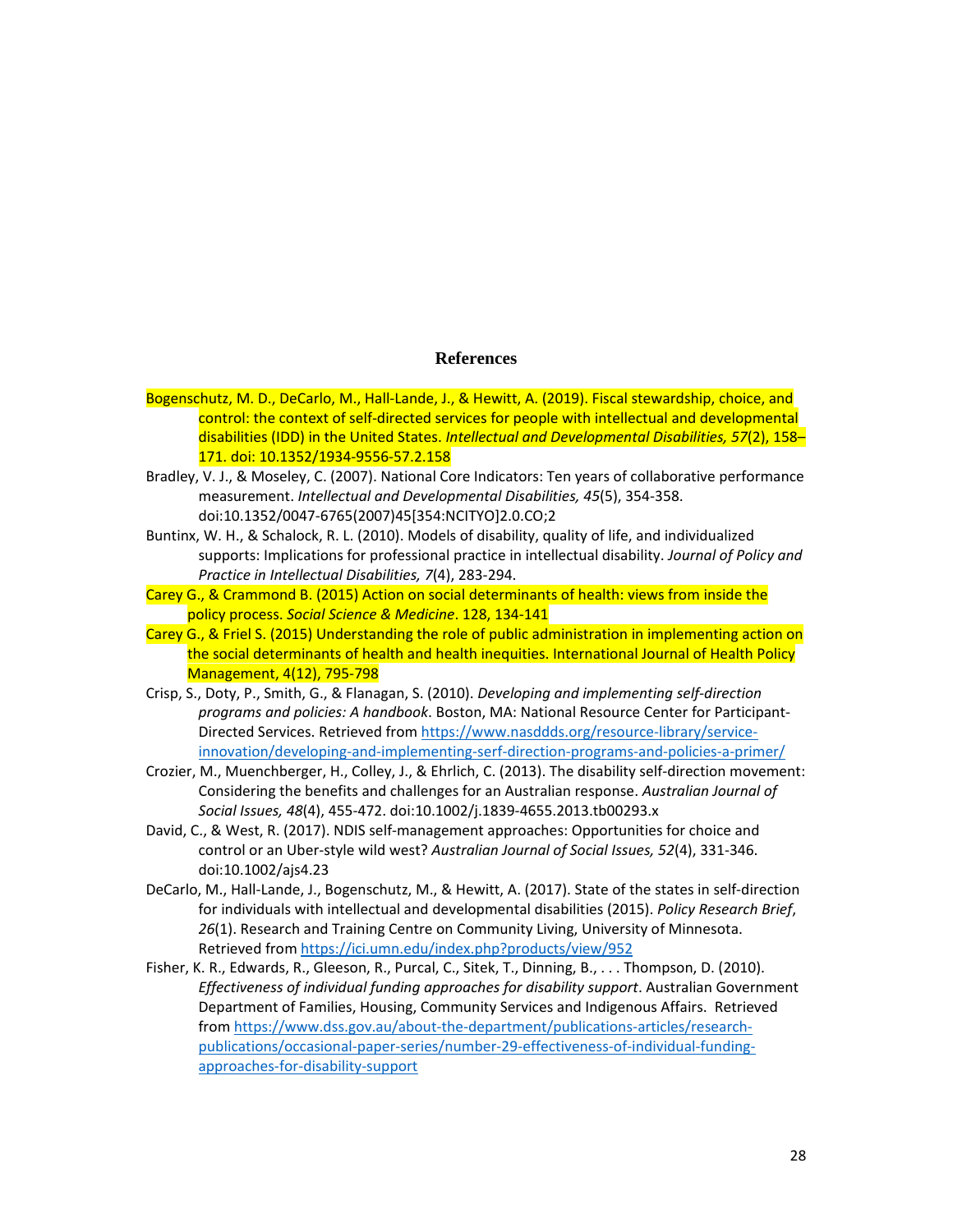# References

Bogenschutz, M. D., DeCarlo, M., Hall-Lande, J., & Hewitt, A. (2019). Fiscal stewardship, choice, and control: the context of self-directed services for people with intellectual and developmental disabilities (IDD) in the United States. *Intellectual and Developmental Disabilities, 57*(2), 158–171. doi: 10.1352/1934-9556-57.2.158

Bradley, V. J., & Moseley, C. (2007). National Core Indicators: Ten years of collaborative performance measurement. *Intellectual and Developmental Disabilities, 45*(5), 354-358. doi:10.1352/0047-6765(2007)45[354:NCITYO]2.0.CO;2

Buntinx, W. H., & Schalock, R. L. (2010). Models of disability, quality of life, and individualized supports: Implications for professional practice in intellectual disability. *Journal of Policy and Practice in Intellectual Disabilities, 7*(4), 283-294.

Carey G., & Crammond B. (2015) Action on social determinants of health: views from inside the policy process. *Social Science & Medicine*. 128, 134-141

Carey G., & Friel S. (2015) Understanding the role of public administration in implementing action on the social determinants of health and health inequities. International Journal of Health Policy Management, 4(12), 795-798

Crisp, S., Doty, P., Smith, G., & Flanagan, S. (2010). *Developing and implementing self-direction programs and policies: A handbook*. Boston, MA: National Resource Center for Participant-Directed Services. Retrieved from https://www.nasddds.org/resource-library/service-innovation/developing-and-implementing-serf-direction-programs-and-policies-a-primer/

Crozier, M., Muenchberger, H., Colley, J., & Ehrlich, C. (2013). The disability self-direction movement: Considering the benefits and challenges for an Australian response. *Australian Journal of Social Issues, 48*(4), 455-472. doi:10.1002/j.1839-4655.2013.tb00293.x

David, C., & West, R. (2017). NDIS self-management approaches: Opportunities for choice and control or an Uber-style wild west? *Australian Journal of Social Issues, 52*(4), 331-346. doi:10.1002/ajs4.23

DeCarlo, M., Hall-Lande, J., Bogenschutz, M., & Hewitt, A. (2017). State of the states in self-direction for individuals with intellectual and developmental disabilities (2015). *Policy Research Brief*, *26*(1). Research and Training Centre on Community Living, University of Minnesota. Retrieved from https://ici.umn.edu/index.php?products/view/952

Fisher, K. R., Edwards, R., Gleeson, R., Purcal, C., Sitek, T., Dinning, B., . . . Thompson, D. (2010). *Effectiveness of individual funding approaches for disability support*. Australian Government Department of Families, Housing, Community Services and Indigenous Affairs. Retrieved from https://www.dss.gov.au/about-the-department/publications-articles/research-publications/occasional-paper-series/number-29-effectiveness-of-individual-funding-approaches-for-disability-support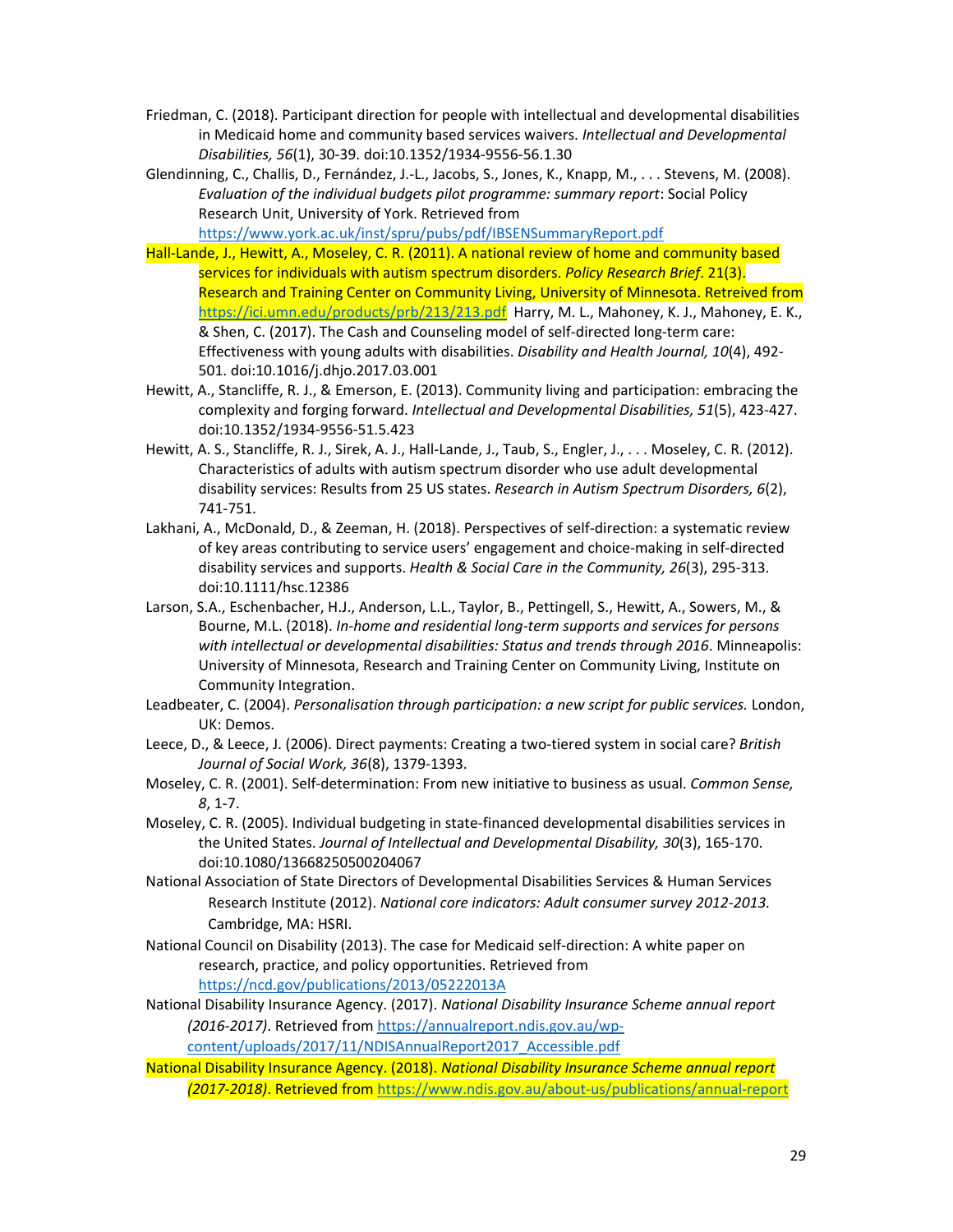Friedman, C. (2018). Participant direction for people with intellectual and developmental disabilities in Medicaid home and community based services waivers. *Intellectual and Developmental Disabilities, 56*(1), 30-39. doi:10.1352/1934-9556-56.1.30

Glendinning, C., Challis, D., Fernández, J.-L., Jacobs, S., Jones, K., Knapp, M., . . . Stevens, M. (2008). *Evaluation of the individual budgets pilot programme: summary report*: Social Policy Research Unit, University of York. Retrieved from https://www.york.ac.uk/inst/spru/pubs/pdf/IBSENSummaryReport.pdf

Hall-Lande, J., Hewitt, A., Moseley, C. R. (2011). A national review of home and community based services for individuals with autism spectrum disorders. *Policy Research Brief*. 21(3). Research and Training Center on Community Living, University of Minnesota. Retreived from https://ici.umn.edu/products/prb/213/213.pdf Harry, M. L., Mahoney, K. J., Mahoney, E. K., & Shen, C. (2017). The Cash and Counseling model of self-directed long-term care: Effectiveness with young adults with disabilities. *Disability and Health Journal, 10*(4), 492-501. doi:10.1016/j.dhjo.2017.03.001

Hewitt, A., Stancliffe, R. J., & Emerson, E. (2013). Community living and participation: embracing the complexity and forging forward. *Intellectual and Developmental Disabilities, 51*(5), 423-427. doi:10.1352/1934-9556-51.5.423

Hewitt, A. S., Stancliffe, R. J., Sirek, A. J., Hall-Lande, J., Taub, S., Engler, J., . . . Moseley, C. R. (2012). Characteristics of adults with autism spectrum disorder who use adult developmental disability services: Results from 25 US states. *Research in Autism Spectrum Disorders, 6*(2), 741-751.

Lakhani, A., McDonald, D., & Zeeman, H. (2018). Perspectives of self-direction: a systematic review of key areas contributing to service users' engagement and choice-making in self-directed disability services and supports. *Health & Social Care in the Community, 26*(3), 295-313. doi:10.1111/hsc.12386

Larson, S.A., Eschenbacher, H.J., Anderson, L.L., Taylor, B., Pettingell, S., Hewitt, A., Sowers, M., & Bourne, M.L. (2018). *In-home and residential long-term supports and services for persons with intellectual or developmental disabilities: Status and trends through 2016*. Minneapolis: University of Minnesota, Research and Training Center on Community Living, Institute on Community Integration.

Leadbeater, C. (2004). *Personalisation through participation: a new script for public services.* London, UK: Demos.

Leece, D., & Leece, J. (2006). Direct payments: Creating a two-tiered system in social care? *British Journal of Social Work, 36*(8), 1379-1393.

Moseley, C. R. (2001). Self-determination: From new initiative to business as usual. *Common Sense, 8*, 1-7.

Moseley, C. R. (2005). Individual budgeting in state-financed developmental disabilities services in the United States. *Journal of Intellectual and Developmental Disability, 30*(3), 165-170. doi:10.1080/13668250500204067

National Association of State Directors of Developmental Disabilities Services & Human Services Research Institute (2012). *National core indicators: Adult consumer survey 2012-2013.* Cambridge, MA: HSRI.

National Council on Disability (2013). The case for Medicaid self-direction: A white paper on research, practice, and policy opportunities. Retrieved from https://ncd.gov/publications/2013/05222013A

National Disability Insurance Agency. (2017). *National Disability Insurance Scheme annual report (2016-2017)*. Retrieved from https://annualreport.ndis.gov.au/wp-content/uploads/2017/11/NDISAnnualReport2017_Accessible.pdf

National Disability Insurance Agency. (2018). *National Disability Insurance Scheme annual report (2017-2018)*. Retrieved from https://www.ndis.gov.au/about-us/publications/annual-report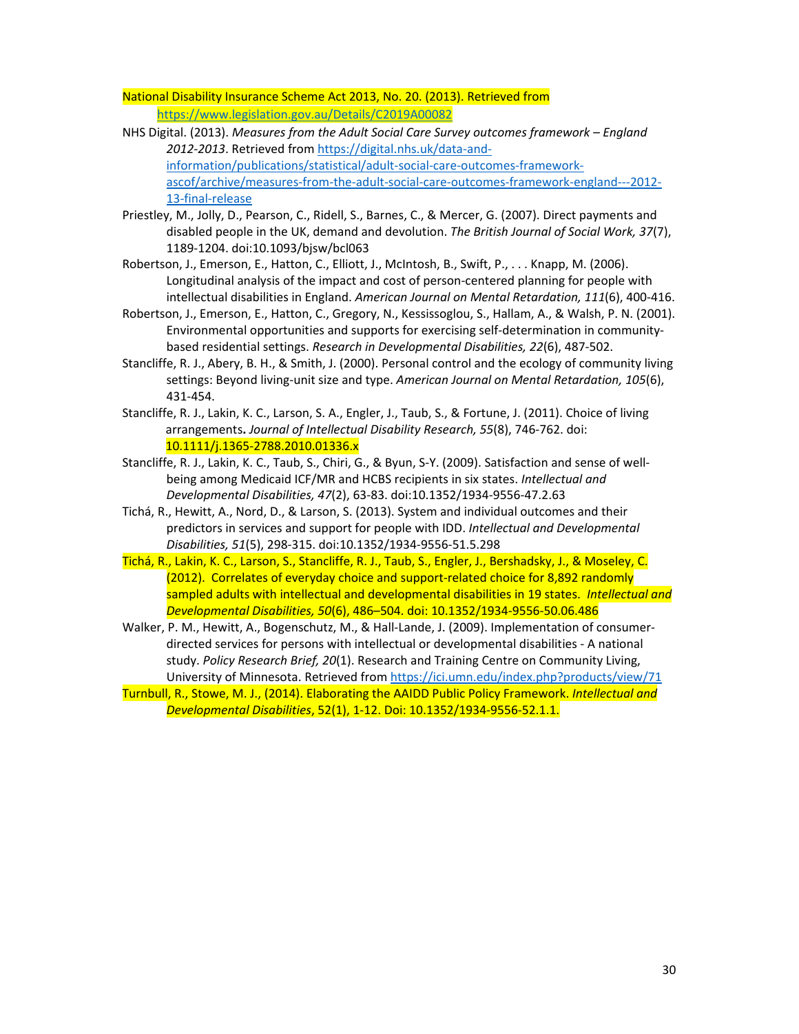National Disability Insurance Scheme Act 2013, No. 20. (2013). Retrieved from https://www.legislation.gov.au/Details/C2019A00082

NHS Digital. (2013). *Measures from the Adult Social Care Survey outcomes framework – England 2012-2013*. Retrieved from https://digital.nhs.uk/data-and-information/publications/statistical/adult-social-care-outcomes-framework-ascof/archive/measures-from-the-adult-social-care-outcomes-framework-england---2012-13-final-release

Priestley, M., Jolly, D., Pearson, C., Ridell, S., Barnes, C., & Mercer, G. (2007). Direct payments and disabled people in the UK, demand and devolution. *The British Journal of Social Work, 37*(7), 1189-1204. doi:10.1093/bjsw/bcl063

Robertson, J., Emerson, E., Hatton, C., Elliott, J., McIntosh, B., Swift, P., . . . Knapp, M. (2006). Longitudinal analysis of the impact and cost of person-centered planning for people with intellectual disabilities in England. *American Journal on Mental Retardation, 111*(6), 400-416.

Robertson, J., Emerson, E., Hatton, C., Gregory, N., Kessissoglou, S., Hallam, A., & Walsh, P. N. (2001). Environmental opportunities and supports for exercising self-determination in community-based residential settings. *Research in Developmental Disabilities, 22*(6), 487-502.

Stancliffe, R. J., Abery, B. H., & Smith, J. (2000). Personal control and the ecology of community living settings: Beyond living-unit size and type. *American Journal on Mental Retardation, 105*(6), 431-454.

Stancliffe, R. J., Lakin, K. C., Larson, S. A., Engler, J., Taub, S., & Fortune, J. (2011). Choice of living arrangements**.** *Journal of Intellectual Disability Research, 55*(8), 746-762. doi: 10.1111/j.1365-2788.2010.01336.x

Stancliffe, R. J., Lakin, K. C., Taub, S., Chiri, G., & Byun, S-Y. (2009). Satisfaction and sense of well-being among Medicaid ICF/MR and HCBS recipients in six states. *Intellectual and Developmental Disabilities, 47*(2), 63-83. doi:10.1352/1934-9556-47.2.63

Tichá, R., Hewitt, A., Nord, D., & Larson, S. (2013). System and individual outcomes and their predictors in services and support for people with IDD. *Intellectual and Developmental Disabilities, 51*(5), 298-315. doi:10.1352/1934-9556-51.5.298

Tichá, R., Lakin, K. C., Larson, S., Stancliffe, R. J., Taub, S., Engler, J., Bershadsky, J., & Moseley, C. (2012). Correlates of everyday choice and support-related choice for 8,892 randomly sampled adults with intellectual and developmental disabilities in 19 states. *Intellectual and Developmental Disabilities, 50*(6), 486–504. doi: 10.1352/1934-9556-50.06.486

Walker, P. M., Hewitt, A., Bogenschutz, M., & Hall-Lande, J. (2009). Implementation of consumer-directed services for persons with intellectual or developmental disabilities - A national study. *Policy Research Brief, 20*(1). Research and Training Centre on Community Living, University of Minnesota. Retrieved from https://ici.umn.edu/index.php?products/view/71

Turnbull, R., Stowe, M. J., (2014). Elaborating the AAIDD Public Policy Framework. *Intellectual and Developmental Disabilities*, 52(1), 1-12. Doi: 10.1352/1934-9556-52.1.1.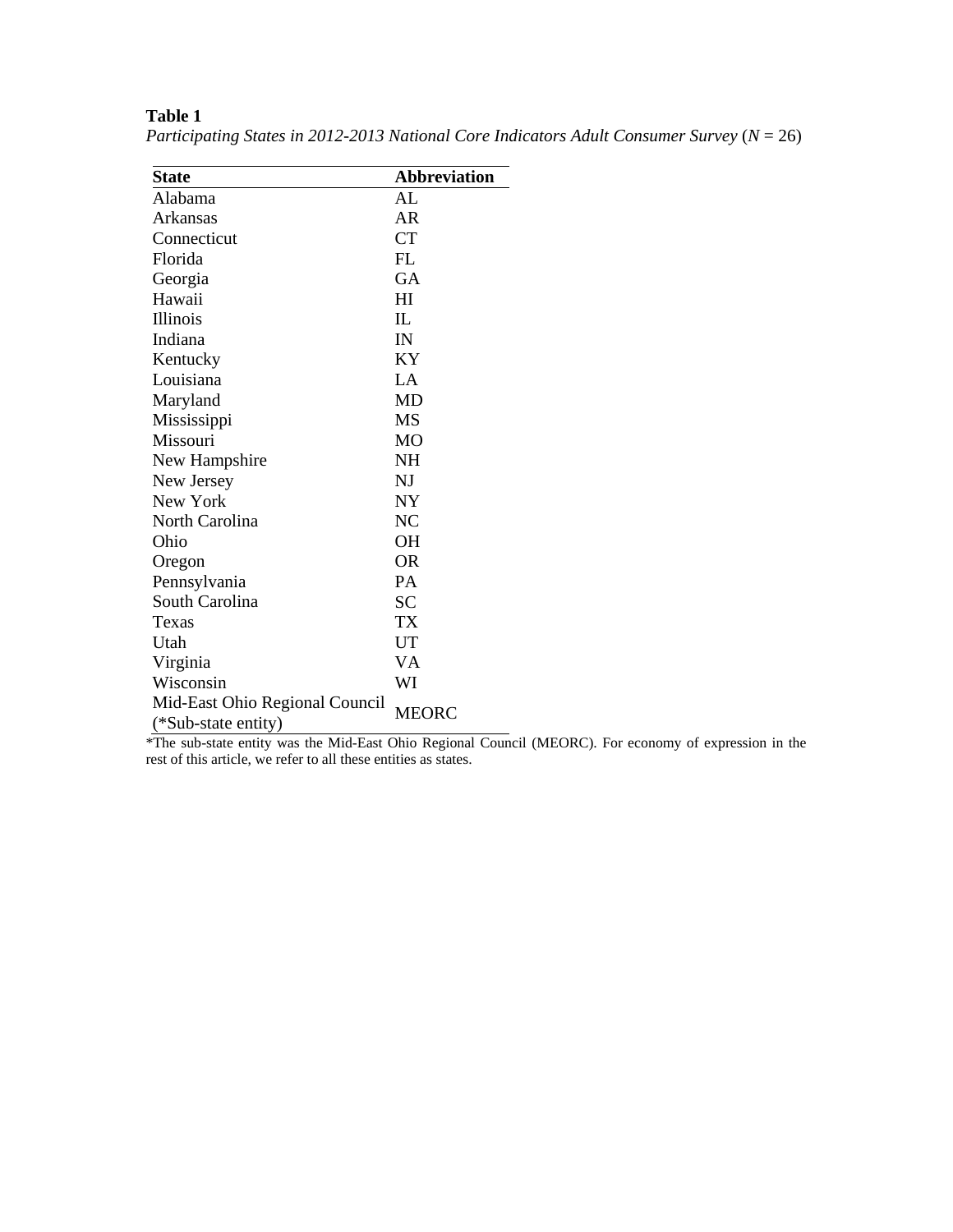**Table 1**

*Participating States in 2012-2013 National Core Indicators Adult Consumer Survey* (*N* = 26)

| State | Abbreviation |
|---|---|
| Alabama | AL |
| Arkansas | AR |
| Connecticut | CT |
| Florida | FL |
| Georgia | GA |
| Hawaii | HI |
| Illinois | IL |
| Indiana | IN |
| Kentucky | KY |
| Louisiana | LA |
| Maryland | MD |
| Mississippi | MS |
| Missouri | MO |
| New Hampshire | NH |
| New Jersey | NJ |
| New York | NY |
| North Carolina | NC |
| Ohio | OH |
| Oregon | OR |
| Pennsylvania | PA |
| South Carolina | SC |
| Texas | TX |
| Utah | UT |
| Virginia | VA |
| Wisconsin | WI |
| Mid-East Ohio Regional Council (*Sub-state entity) | MEORC |

*The sub-state entity was the Mid-East Ohio Regional Council (MEORC). For economy of expression in the rest of this article, we refer to all these entities as states.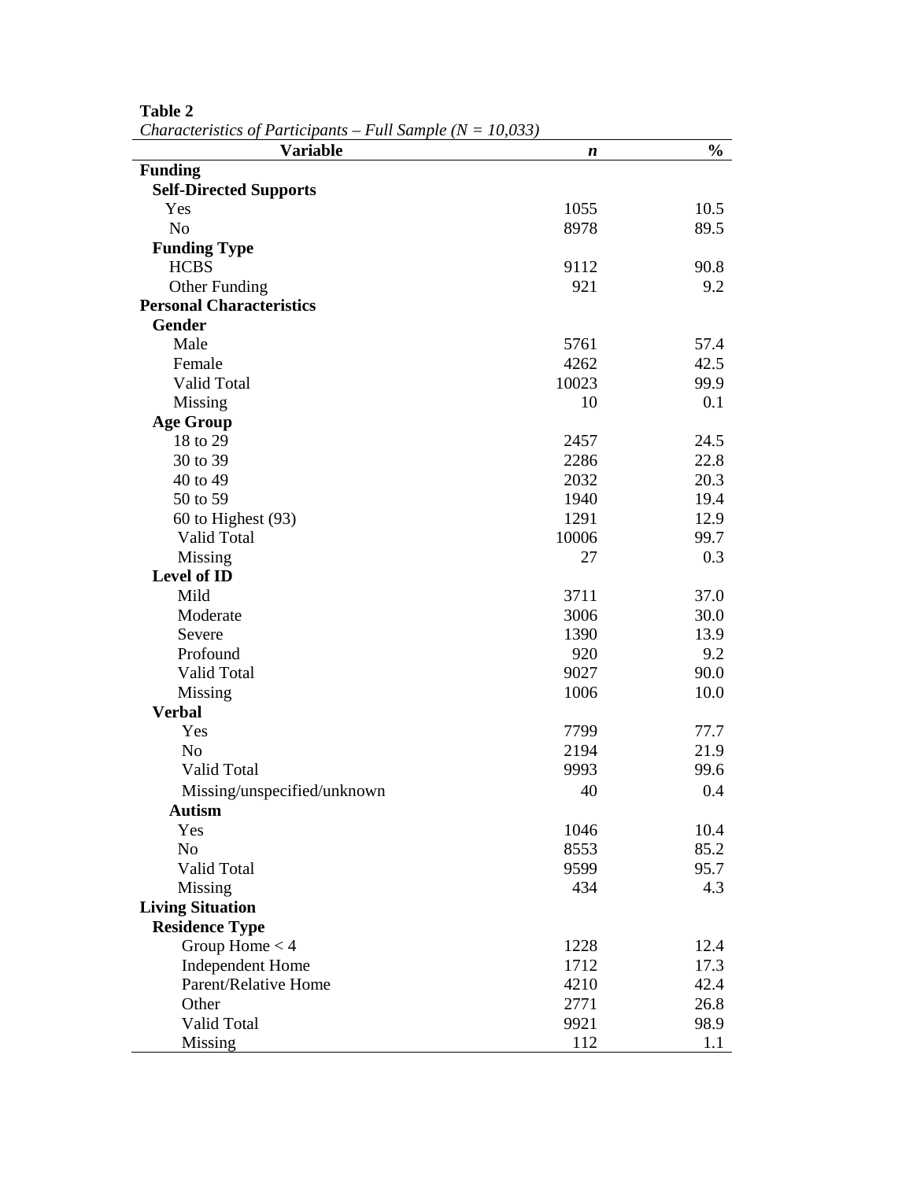**Table 2**

*Characteristics of Participants – Full Sample (N = 10,033)*

| Variable | *n* | % |
|---|---|---|
| **Funding** | | |
| **Self-Directed Supports** | | |
| Yes | 1055 | 10.5 |
| No | 8978 | 89.5 |
| **Funding Type** | | |
| HCBS | 9112 | 90.8 |
| Other Funding | 921 | 9.2 |
| **Personal Characteristics** | | |
| **Gender** | | |
| Male | 5761 | 57.4 |
| Female | 4262 | 42.5 |
| Valid Total | 10023 | 99.9 |
| Missing | 10 | 0.1 |
| **Age Group** | | |
| 18 to 29 | 2457 | 24.5 |
| 30 to 39 | 2286 | 22.8 |
| 40 to 49 | 2032 | 20.3 |
| 50 to 59 | 1940 | 19.4 |
| 60 to Highest (93) | 1291 | 12.9 |
| Valid Total | 10006 | 99.7 |
| Missing | 27 | 0.3 |
| **Level of ID** | | |
| Mild | 3711 | 37.0 |
| Moderate | 3006 | 30.0 |
| Severe | 1390 | 13.9 |
| Profound | 920 | 9.2 |
| Valid Total | 9027 | 90.0 |
| Missing | 1006 | 10.0 |
| **Verbal** | | |
| Yes | 7799 | 77.7 |
| No | 2194 | 21.9 |
| Valid Total | 9993 | 99.6 |
| Missing/unspecified/unknown | 40 | 0.4 |
| **Autism** | | |
| Yes | 1046 | 10.4 |
| No | 8553 | 85.2 |
| Valid Total | 9599 | 95.7 |
| Missing | 434 | 4.3 |
| **Living Situation** | | |
| **Residence Type** | | |
| Group Home < 4 | 1228 | 12.4 |
| Independent Home | 1712 | 17.3 |
| Parent/Relative Home | 4210 | 42.4 |
| Other | 2771 | 26.8 |
| Valid Total | 9921 | 98.9 |
| Missing | 112 | 1.1 |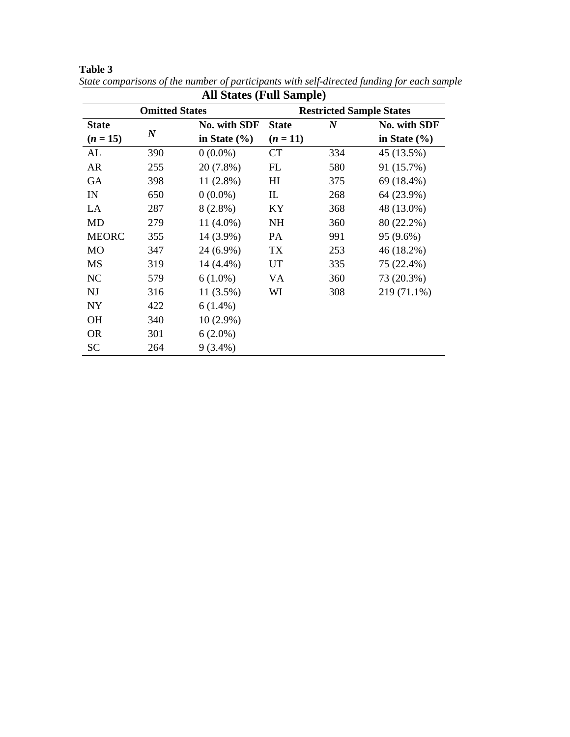**Table 3**

*State comparisons of the number of participants with self-directed funding for each sample*

| All States (Full Sample) | | | | | |
|---|---|---|---|---|---|
| **Omitted States** | | | **Restricted Sample States** | | |
| **State (*n* = 15)** | ***N*** | **No. with SDF in State (%)** | **State (*n* = 11)** | ***N*** | **No. with SDF in State (%)** |
| AL | 390 | 0 (0.0%) | CT | 334 | 45 (13.5%) |
| AR | 255 | 20 (7.8%) | FL | 580 | 91 (15.7%) |
| GA | 398 | 11 (2.8%) | HI | 375 | 69 (18.4%) |
| IN | 650 | 0 (0.0%) | IL | 268 | 64 (23.9%) |
| LA | 287 | 8 (2.8%) | KY | 368 | 48 (13.0%) |
| MD | 279 | 11 (4.0%) | NH | 360 | 80 (22.2%) |
| MEORC | 355 | 14 (3.9%) | PA | 991 | 95 (9.6%) |
| MO | 347 | 24 (6.9%) | TX | 253 | 46 (18.2%) |
| MS | 319 | 14 (4.4%) | UT | 335 | 75 (22.4%) |
| NC | 579 | 6 (1.0%) | VA | 360 | 73 (20.3%) |
| NJ | 316 | 11 (3.5%) | WI | 308 | 219 (71.1%) |
| NY | 422 | 6 (1.4%) | | | |
| OH | 340 | 10 (2.9%) | | | |
| OR | 301 | 6 (2.0%) | | | |
| SC | 264 | 9 (3.4%) | | | |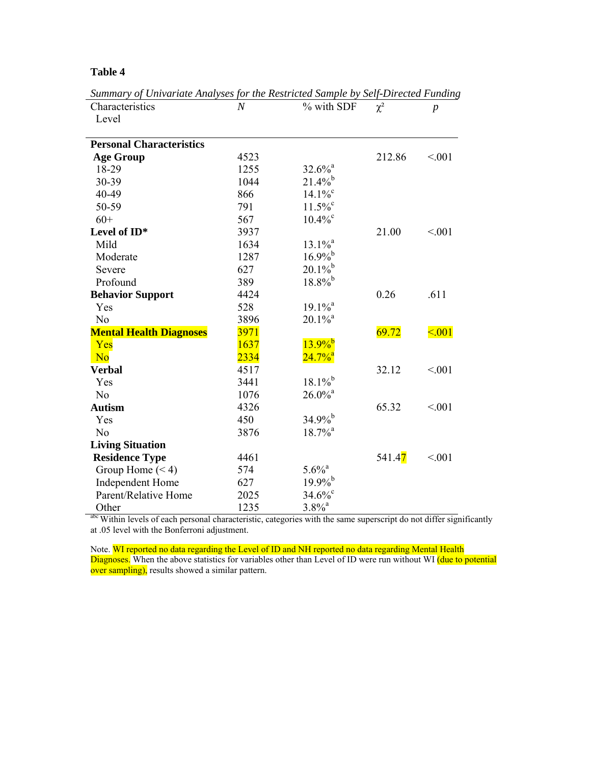**Table 4**

*Summary of Univariate Analyses for the Restricted Sample by Self-Directed Funding*

| Characteristics Level | *N* | % with SDF | $\chi^2$ | *p* |
|---|---|---|---|---|
| **Personal Characteristics** | | | | |
| **Age Group** | 4523 | | 212.86 | <.001 |
| 18-29 | 1255 | 32.6%[a] | | |
| 30-39 | 1044 | 21.4%[b] | | |
| 40-49 | 866 | 14.1%[c] | | |
| 50-59 | 791 | 11.5%[c] | | |
| 60+ | 567 | 10.4%[c] | | |
| **Level of ID*** | 3937 | | 21.00 | <.001 |
| Mild | 1634 | 13.1%[a] | | |
| Moderate | 1287 | 16.9%[b] | | |
| Severe | 627 | 20.1%[b] | | |
| Profound | 389 | 18.8%[b] | | |
| **Behavior Support** | 4424 | | 0.26 | .611 |
| Yes | 528 | 19.1%[a] | | |
| No | 3896 | 20.1%[a] | | |
| **Mental Health Diagnoses** | 3971 | | 69.72 | <.001 |
| Yes | 1637 | 13.9%[b] | | |
| No | 2334 | 24.7%[a] | | |
| **Verbal** | 4517 | | 32.12 | <.001 |
| Yes | 3441 | 18.1%[b] | | |
| No | 1076 | 26.0%[a] | | |
| **Autism** | 4326 | | 65.32 | <.001 |
| Yes | 450 | 34.9%[b] | | |
| No | 3876 | 18.7%[a] | | |
| **Living Situation** | | | | |
| **Residence Type** | 4461 | | 541.47 | <.001 |
| Group Home (< 4) | 574 | 5.6%[a] | | |
| Independent Home | 627 | 19.9%[b] | | |
| Parent/Relative Home | 2025 | 34.6%[c] | | |
| Other | 1235 | 3.8%[a] | | |

[abc] Within levels of each personal characteristic, categories with the same superscript do not differ significantly at .05 level with the Bonferroni adjustment.

Note. WI reported no data regarding the Level of ID and NH reported no data regarding Mental Health Diagnoses. When the above statistics for variables other than Level of ID were run without WI (due to potential over sampling), results showed a similar pattern.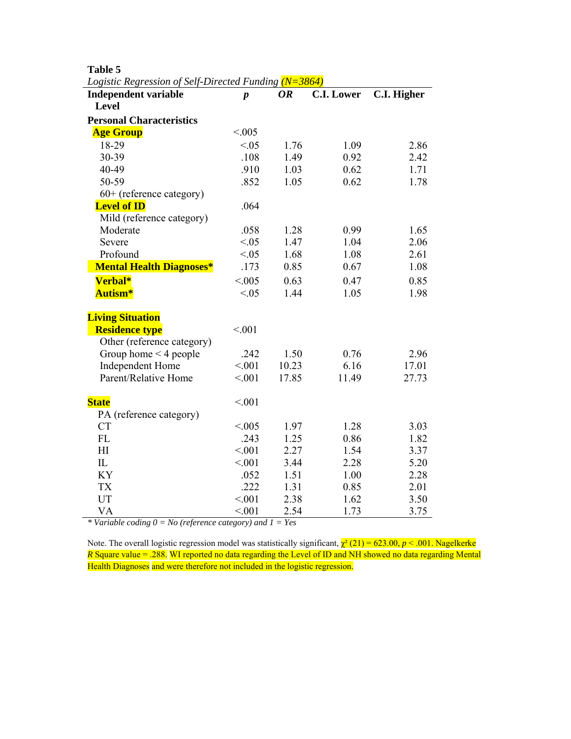**Table 5**

*Logistic Regression of Self-Directed Funding (N=3864)*

| Independent variable Level | *p* | *OR* | C.I. Lower | C.I. Higher |
|---|---|---|---|---|
| **Personal Characteristics** | | | | |
| **Age Group** | <.005 | | | |
| 18-29 | <.05 | 1.76 | 1.09 | 2.86 |
| 30-39 | .108 | 1.49 | 0.92 | 2.42 |
| 40-49 | .910 | 1.03 | 0.62 | 1.71 |
| 50-59 | .852 | 1.05 | 0.62 | 1.78 |
| 60+ (reference category) | | | | |
| **Level of ID** | .064 | | | |
| Mild (reference category) | | | | |
| Moderate | .058 | 1.28 | 0.99 | 1.65 |
| Severe | <.05 | 1.47 | 1.04 | 2.06 |
| Profound | <.05 | 1.68 | 1.08 | 2.61 |
| **Mental Health Diagnoses*** | .173 | 0.85 | 0.67 | 1.08 |
| **Verbal*** | <.005 | 0.63 | 0.47 | 0.85 |
| **Autism*** | <.05 | 1.44 | 1.05 | 1.98 |
| **Living Situation** | | | | |
| **Residence type** | <.001 | | | |
| Other (reference category) | | | | |
| Group home < 4 people | .242 | 1.50 | 0.76 | 2.96 |
| Independent Home | <.001 | 10.23 | 6.16 | 17.01 |
| Parent/Relative Home | <.001 | 17.85 | 11.49 | 27.73 |
| **State** | <.001 | | | |
| PA (reference category) | | | | |
| CT | <.005 | 1.97 | 1.28 | 3.03 |
| FL | .243 | 1.25 | 0.86 | 1.82 |
| HI | <.001 | 2.27 | 1.54 | 3.37 |
| IL | <.001 | 3.44 | 2.28 | 5.20 |
| KY | .052 | 1.51 | 1.00 | 2.28 |
| TX | .222 | 1.31 | 0.85 | 2.01 |
| UT | <.001 | 2.38 | 1.62 | 3.50 |
| VA | <.001 | 2.54 | 1.73 | 3.75 |

*\* Variable coding 0 = No (reference category) and 1 = Yes*

Note. The overall logistic regression model was statistically significant, $\chi^2$ (21) = 623.00, $p$ < .001. Nagelkerke $R$ Square value = .288. WI reported no data regarding the Level of ID and NH showed no data regarding Mental Health Diagnoses and were therefore not included in the logistic regression.